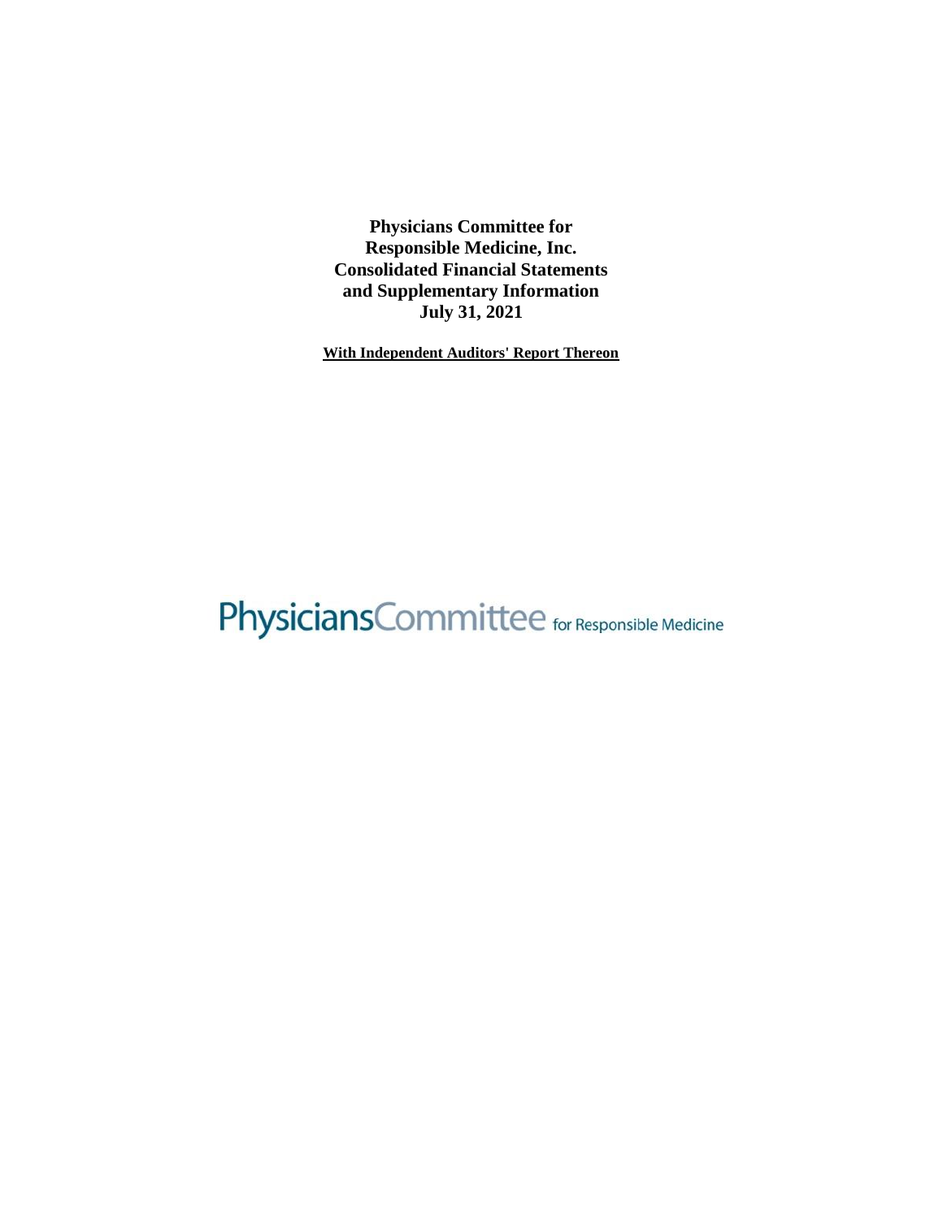**Physicians Committee for**
**Responsible Medicine, Inc.**
**Consolidated Financial Statements**
**and Supplementary Information**
**July 31, 2021**

**With Independent Auditors' Report Thereon**

PhysiciansCommittee for Responsible Medicine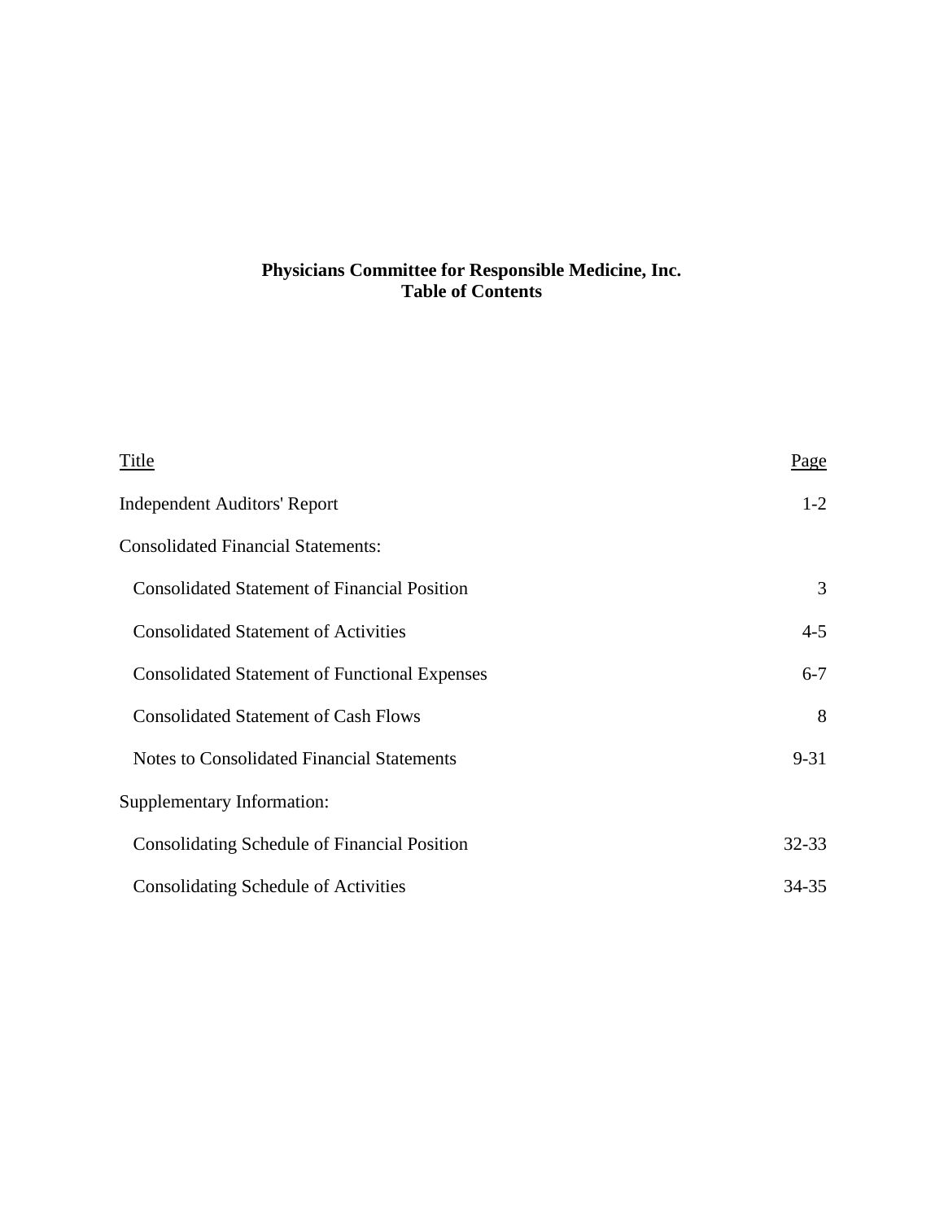# Physicians Committee for Responsible Medicine, Inc.
## Table of Contents

| Title | Page |
|---|---|
| Independent Auditors' Report | 1-2 |
| Consolidated Financial Statements: | |
| Consolidated Statement of Financial Position | 3 |
| Consolidated Statement of Activities | 4-5 |
| Consolidated Statement of Functional Expenses | 6-7 |
| Consolidated Statement of Cash Flows | 8 |
| Notes to Consolidated Financial Statements | 9-31 |
| Supplementary Information: | |
| Consolidating Schedule of Financial Position | 32-33 |
| Consolidating Schedule of Activities | 34-35 |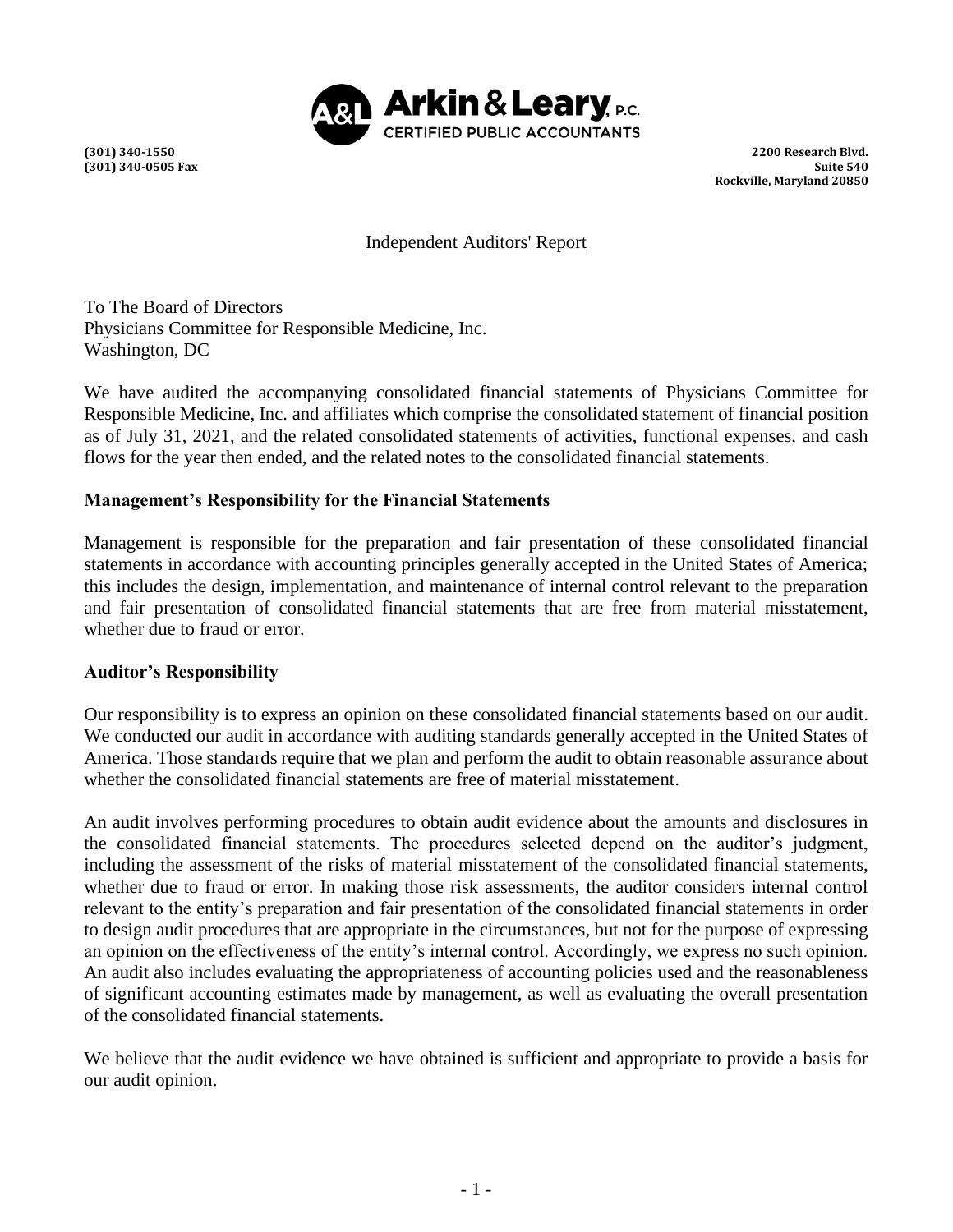**Arkin & Leary, P.C.**
CERTIFIED PUBLIC ACCOUNTANTS

(301) 340-1550
(301) 340-0505 Fax

2200 Research Blvd.
Suite 540
Rockville, Maryland 20850

## Independent Auditors' Report

To The Board of Directors
Physicians Committee for Responsible Medicine, Inc.
Washington, DC

We have audited the accompanying consolidated financial statements of Physicians Committee for Responsible Medicine, Inc. and affiliates which comprise the consolidated statement of financial position as of July 31, 2021, and the related consolidated statements of activities, functional expenses, and cash flows for the year then ended, and the related notes to the consolidated financial statements.

### Management's Responsibility for the Financial Statements

Management is responsible for the preparation and fair presentation of these consolidated financial statements in accordance with accounting principles generally accepted in the United States of America; this includes the design, implementation, and maintenance of internal control relevant to the preparation and fair presentation of consolidated financial statements that are free from material misstatement, whether due to fraud or error.

### Auditor's Responsibility

Our responsibility is to express an opinion on these consolidated financial statements based on our audit. We conducted our audit in accordance with auditing standards generally accepted in the United States of America. Those standards require that we plan and perform the audit to obtain reasonable assurance about whether the consolidated financial statements are free of material misstatement.

An audit involves performing procedures to obtain audit evidence about the amounts and disclosures in the consolidated financial statements. The procedures selected depend on the auditor's judgment, including the assessment of the risks of material misstatement of the consolidated financial statements, whether due to fraud or error. In making those risk assessments, the auditor considers internal control relevant to the entity's preparation and fair presentation of the consolidated financial statements in order to design audit procedures that are appropriate in the circumstances, but not for the purpose of expressing an opinion on the effectiveness of the entity's internal control. Accordingly, we express no such opinion. An audit also includes evaluating the appropriateness of accounting policies used and the reasonableness of significant accounting estimates made by management, as well as evaluating the overall presentation of the consolidated financial statements.

We believe that the audit evidence we have obtained is sufficient and appropriate to provide a basis for our audit opinion.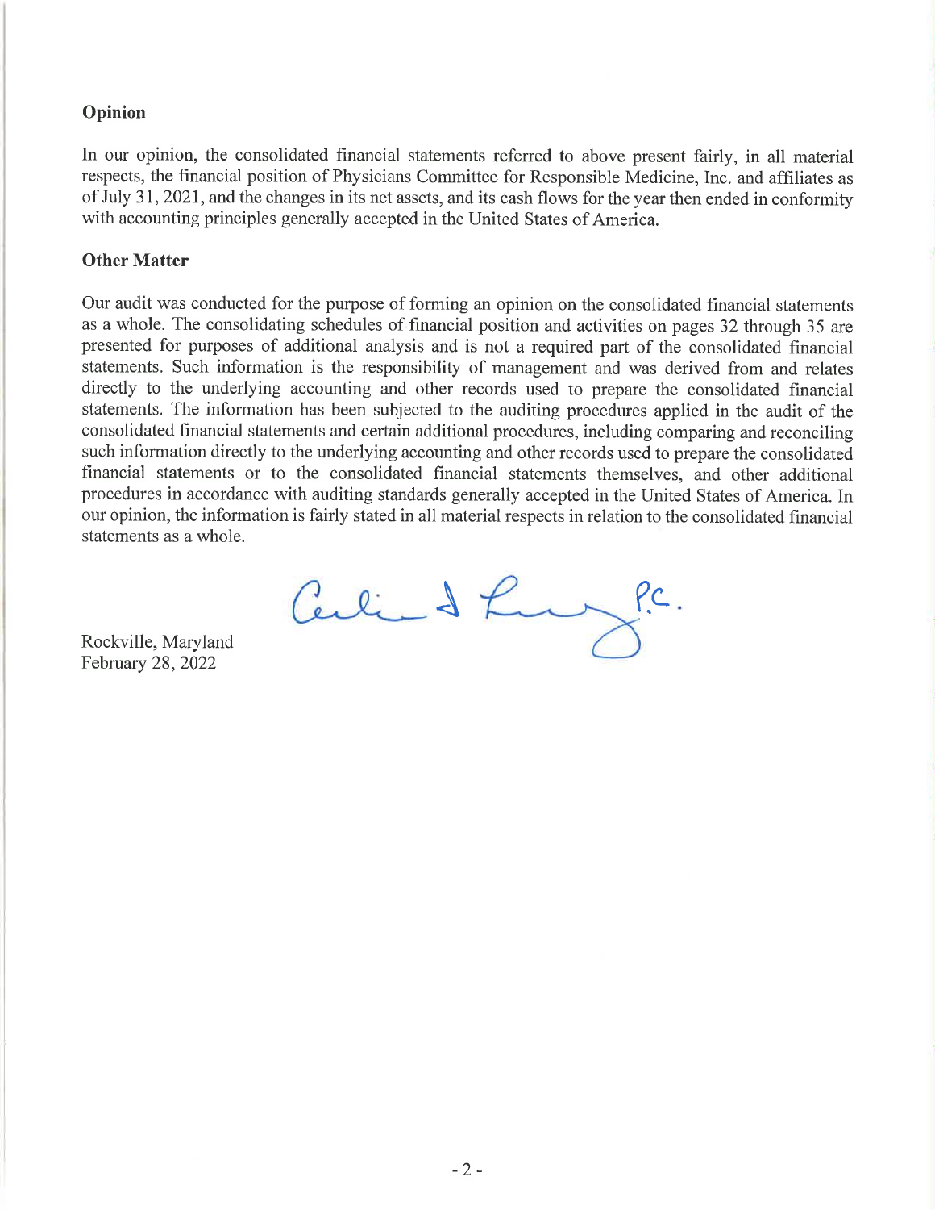## Opinion

In our opinion, the consolidated financial statements referred to above present fairly, in all material respects, the financial position of Physicians Committee for Responsible Medicine, Inc. and affiliates as of July 31, 2021, and the changes in its net assets, and its cash flows for the year then ended in conformity with accounting principles generally accepted in the United States of America.

## Other Matter

Our audit was conducted for the purpose of forming an opinion on the consolidated financial statements as a whole. The consolidating schedules of financial position and activities on pages 32 through 35 are presented for purposes of additional analysis and is not a required part of the consolidated financial statements. Such information is the responsibility of management and was derived from and relates directly to the underlying accounting and other records used to prepare the consolidated financial statements. The information has been subjected to the auditing procedures applied in the audit of the consolidated financial statements and certain additional procedures, including comparing and reconciling such information directly to the underlying accounting and other records used to prepare the consolidated financial statements or to the consolidated financial statements themselves, and other additional procedures in accordance with auditing standards generally accepted in the United States of America. In our opinion, the information is fairly stated in all material respects in relation to the consolidated financial statements as a whole.

Councilor, Buchanan & Mitchell, P.C.

Rockville, Maryland
February 28, 2022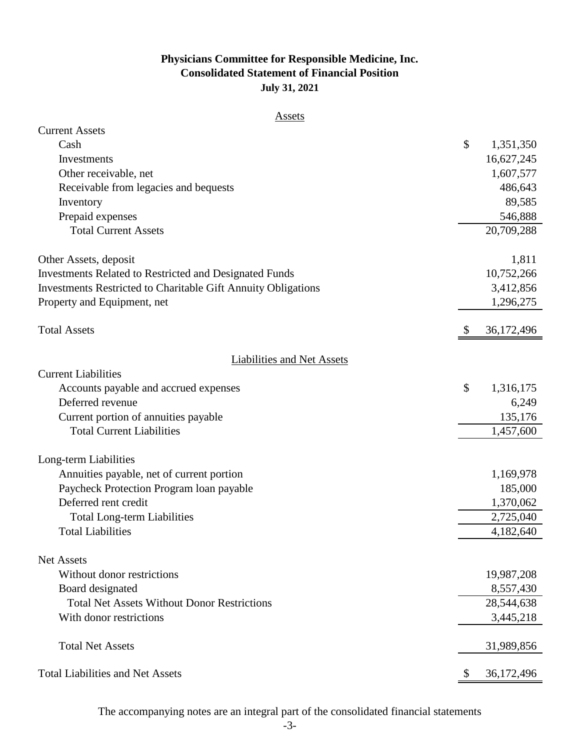# Physicians Committee for Responsible Medicine, Inc.
## Consolidated Statement of Financial Position
### July 31, 2021

| Assets | |
|---|---|
| **Current Assets** | |
| Cash | $ 1,351,350 |
| Investments | 16,627,245 |
| Other receivable, net | 1,607,577 |
| Receivable from legacies and bequests | 486,643 |
| Inventory | 89,585 |
| Prepaid expenses | 546,888 |
| Total Current Assets | 20,709,288 |
| | |
| Other Assets, deposit | 1,811 |
| Investments Related to Restricted and Designated Funds | 10,752,266 |
| Investments Restricted to Charitable Gift Annuity Obligations | 3,412,856 |
| Property and Equipment, net | 1,296,275 |
| | |
| Total Assets | $ 36,172,496 |

| Liabilities and Net Assets | |
|---|---|
| **Current Liabilities** | |
| Accounts payable and accrued expenses | $ 1,316,175 |
| Deferred revenue | 6,249 |
| Current portion of annuities payable | 135,176 |
| Total Current Liabilities | 1,457,600 |
| | |
| **Long-term Liabilities** | |
| Annuities payable, net of current portion | 1,169,978 |
| Paycheck Protection Program loan payable | 185,000 |
| Deferred rent credit | 1,370,062 |
| Total Long-term Liabilities | 2,725,040 |
| Total Liabilities | 4,182,640 |
| | |
| **Net Assets** | |
| Without donor restrictions | 19,987,208 |
| Board designated | 8,557,430 |
| Total Net Assets Without Donor Restrictions | 28,544,638 |
| With donor restrictions | 3,445,218 |
| | |
| Total Net Assets | 31,989,856 |
| | |
| Total Liabilities and Net Assets | $ 36,172,496 |

The accompanying notes are an integral part of the consolidated financial statements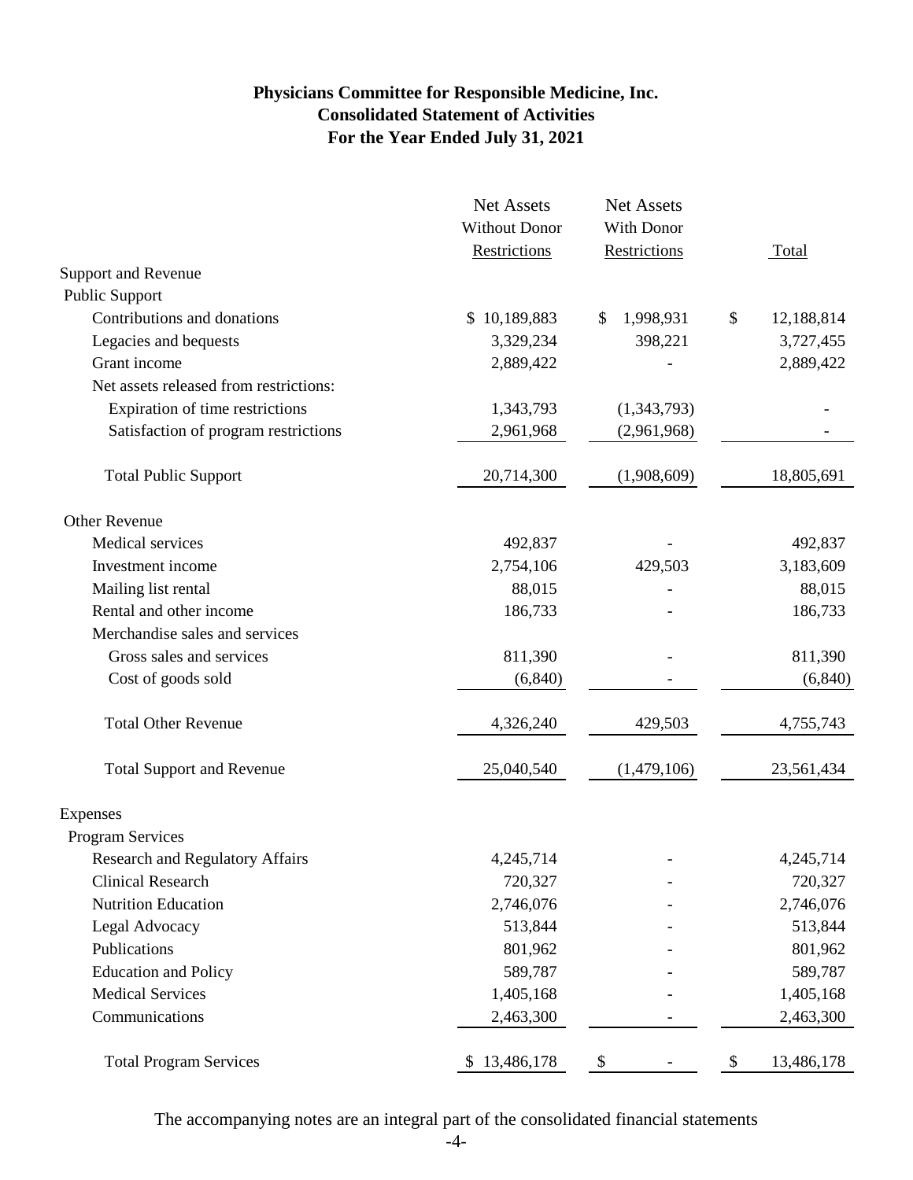**Physicians Committee for Responsible Medicine, Inc.**
**Consolidated Statement of Activities**
**For the Year Ended July 31, 2021**

| | Net Assets Without Donor Restrictions | Net Assets With Donor Restrictions | Total |
|---|---|---|---|
| Support and Revenue | | | |
| Public Support | | | |
| Contributions and donations | $ 10,189,883 | $ 1,998,931 | $ 12,188,814 |
| Legacies and bequests | 3,329,234 | 398,221 | 3,727,455 |
| Grant income | 2,889,422 | - | 2,889,422 |
| Net assets released from restrictions: | | | |
| Expiration of time restrictions | 1,343,793 | (1,343,793) | - |
| Satisfaction of program restrictions | 2,961,968 | (2,961,968) | - |
| Total Public Support | 20,714,300 | (1,908,609) | 18,805,691 |
| Other Revenue | | | |
| Medical services | 492,837 | - | 492,837 |
| Investment income | 2,754,106 | 429,503 | 3,183,609 |
| Mailing list rental | 88,015 | - | 88,015 |
| Rental and other income | 186,733 | - | 186,733 |
| Merchandise sales and services | | | |
| Gross sales and services | 811,390 | - | 811,390 |
| Cost of goods sold | (6,840) | - | (6,840) |
| Total Other Revenue | 4,326,240 | 429,503 | 4,755,743 |
| Total Support and Revenue | 25,040,540 | (1,479,106) | 23,561,434 |
| Expenses | | | |
| Program Services | | | |
| Research and Regulatory Affairs | 4,245,714 | - | 4,245,714 |
| Clinical Research | 720,327 | - | 720,327 |
| Nutrition Education | 2,746,076 | - | 2,746,076 |
| Legal Advocacy | 513,844 | - | 513,844 |
| Publications | 801,962 | - | 801,962 |
| Education and Policy | 589,787 | - | 589,787 |
| Medical Services | 1,405,168 | - | 1,405,168 |
| Communications | 2,463,300 | - | 2,463,300 |
| Total Program Services | $ 13,486,178 | $ - | $ 13,486,178 |

The accompanying notes are an integral part of the consolidated financial statements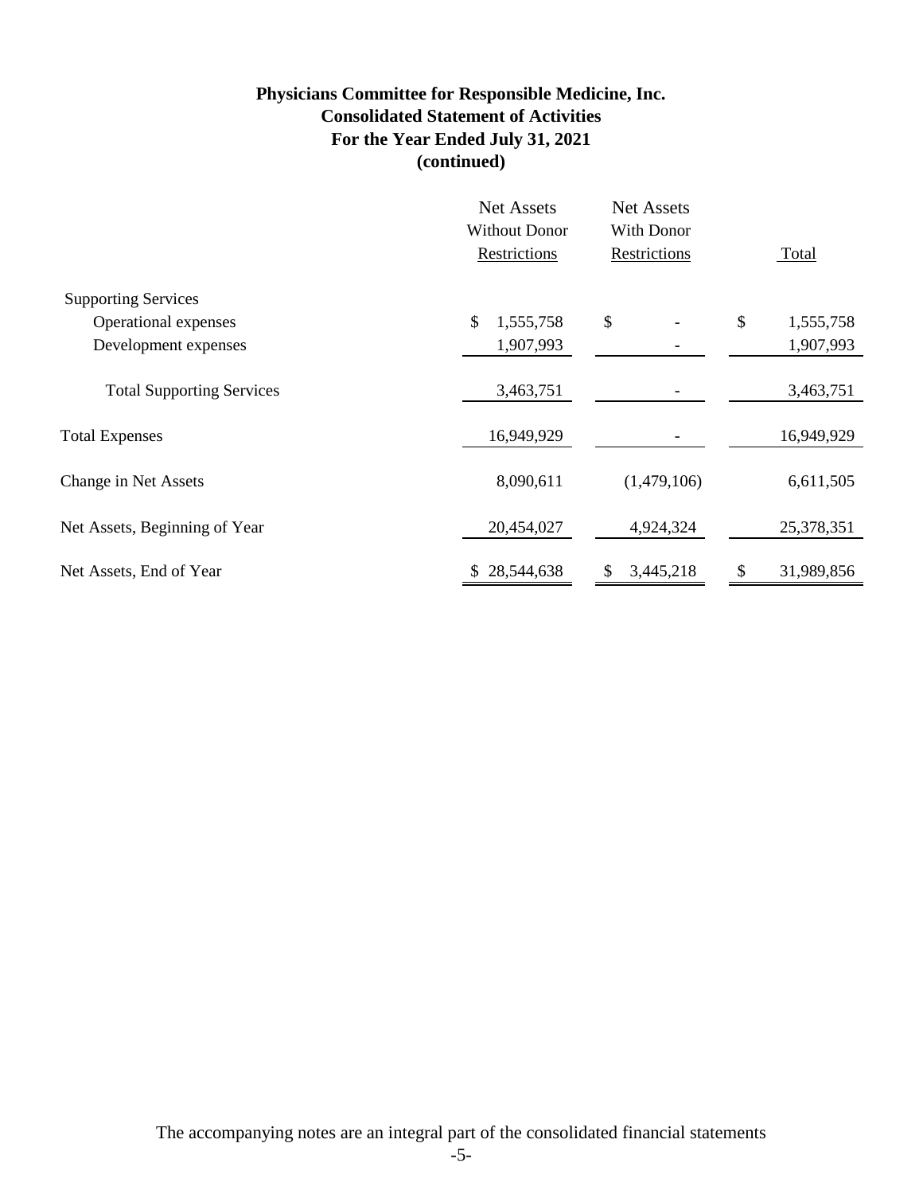**Physicians Committee for Responsible Medicine, Inc.**
**Consolidated Statement of Activities**
**For the Year Ended July 31, 2021**
**(continued)**

| | Net Assets Without Donor Restrictions | Net Assets With Donor Restrictions | Total |
|---|---|---|---|
| Supporting Services | | | |
| Operational expenses | $ 1,555,758 | $ - | $ 1,555,758 |
| Development expenses | 1,907,993 | - | 1,907,993 |
| Total Supporting Services | 3,463,751 | - | 3,463,751 |
| Total Expenses | 16,949,929 | - | 16,949,929 |
| Change in Net Assets | 8,090,611 | (1,479,106) | 6,611,505 |
| Net Assets, Beginning of Year | 20,454,027 | 4,924,324 | 25,378,351 |
| Net Assets, End of Year | $ 28,544,638 | $ 3,445,218 | $ 31,989,856 |

The accompanying notes are an integral part of the consolidated financial statements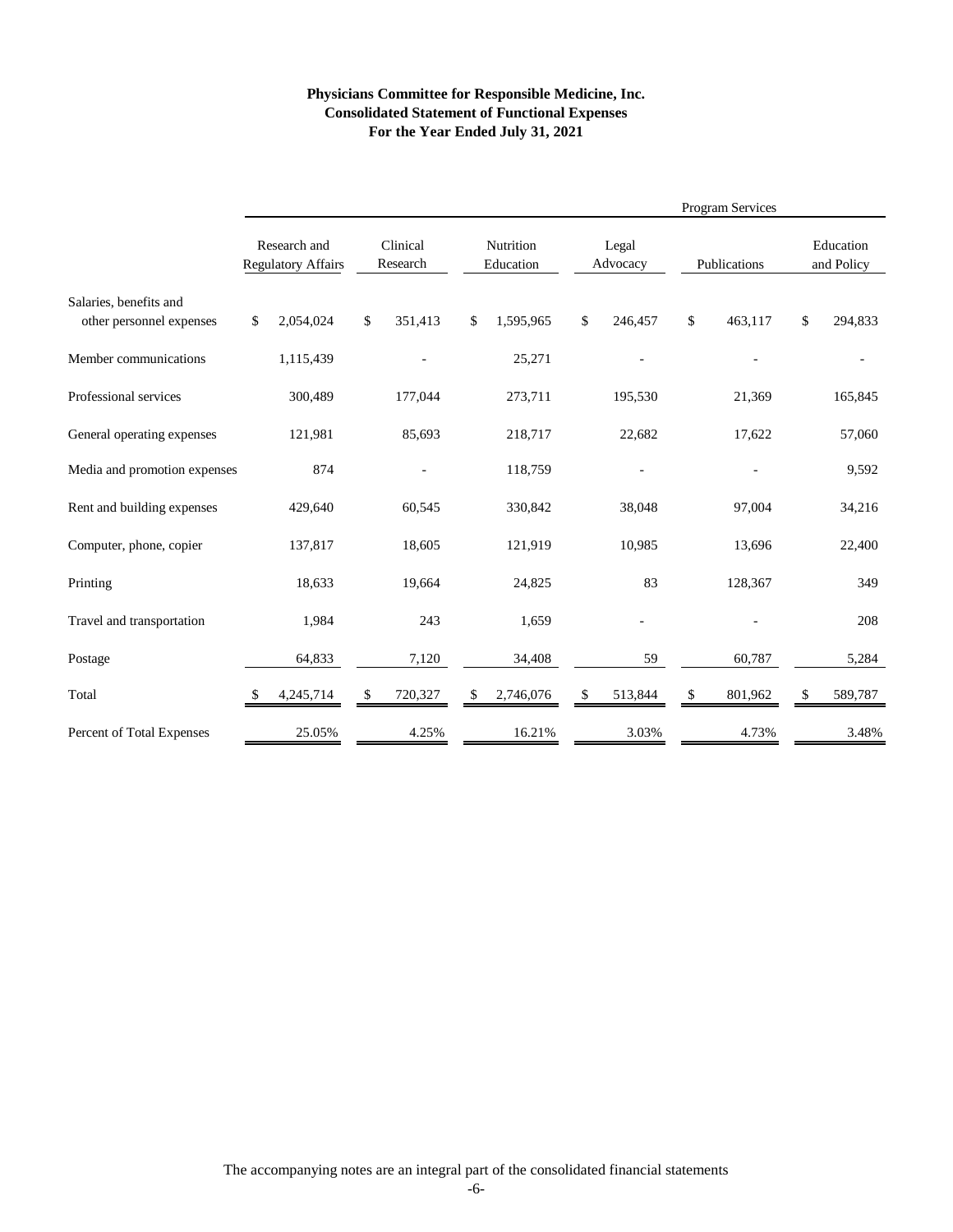**Physicians Committee for Responsible Medicine, Inc.**
**Consolidated Statement of Functional Expenses**
**For the Year Ended July 31, 2021**

| | Program Services | | | | | |
|---|---|---|---|---|---|---|
| | Research and Regulatory Affairs | Clinical Research | Nutrition Education | Legal Advocacy | Publications | Education and Policy |
| Salaries, benefits and other personnel expenses | $ 2,054,024 | $ 351,413 | $ 1,595,965 | $ 246,457 | $ 463,117 | $ 294,833 |
| Member communications | 1,115,439 | - | 25,271 | - | - | - |
| Professional services | 300,489 | 177,044 | 273,711 | 195,530 | 21,369 | 165,845 |
| General operating expenses | 121,981 | 85,693 | 218,717 | 22,682 | 17,622 | 57,060 |
| Media and promotion expenses | 874 | - | 118,759 | - | - | 9,592 |
| Rent and building expenses | 429,640 | 60,545 | 330,842 | 38,048 | 97,004 | 34,216 |
| Computer, phone, copier | 137,817 | 18,605 | 121,919 | 10,985 | 13,696 | 22,400 |
| Printing | 18,633 | 19,664 | 24,825 | 83 | 128,367 | 349 |
| Travel and transportation | 1,984 | 243 | 1,659 | - | - | 208 |
| Postage | 64,833 | 7,120 | 34,408 | 59 | 60,787 | 5,284 |
| Total | $ 4,245,714 | $ 720,327 | $ 2,746,076 | $ 513,844 | $ 801,962 | $ 589,787 |
| Percent of Total Expenses | 25.05% | 4.25% | 16.21% | 3.03% | 4.73% | 3.48% |

The accompanying notes are an integral part of the consolidated financial statements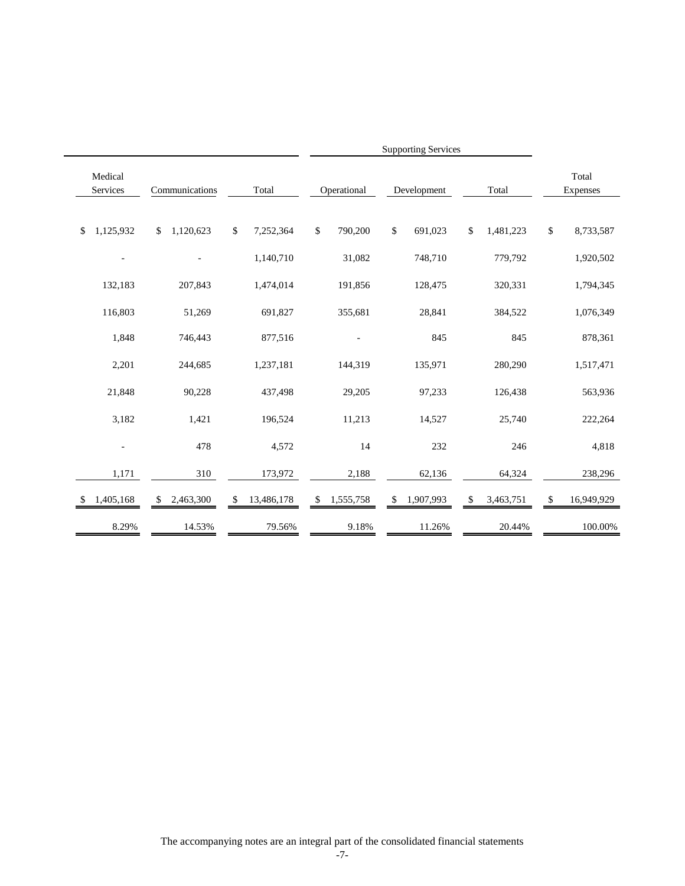| | | | Supporting Services | | | |
|---|---|---|---|---|---|---|
| Medical Services | Communications | Total | Operational | Development | Total | Total Expenses |
| $ 1,125,932 | $ 1,120,623 | $ 7,252,364 | $ 790,200 | $ 691,023 | $ 1,481,223 | $ 8,733,587 |
| - | - | 1,140,710 | 31,082 | 748,710 | 779,792 | 1,920,502 |
| 132,183 | 207,843 | 1,474,014 | 191,856 | 128,475 | 320,331 | 1,794,345 |
| 116,803 | 51,269 | 691,827 | 355,681 | 28,841 | 384,522 | 1,076,349 |
| 1,848 | 746,443 | 877,516 | - | 845 | 845 | 878,361 |
| 2,201 | 244,685 | 1,237,181 | 144,319 | 135,971 | 280,290 | 1,517,471 |
| 21,848 | 90,228 | 437,498 | 29,205 | 97,233 | 126,438 | 563,936 |
| 3,182 | 1,421 | 196,524 | 11,213 | 14,527 | 25,740 | 222,264 |
| - | 478 | 4,572 | 14 | 232 | 246 | 4,818 |
| 1,171 | 310 | 173,972 | 2,188 | 62,136 | 64,324 | 238,296 |
| $ 1,405,168 | $ 2,463,300 | $ 13,486,178 | $ 1,555,758 | $ 1,907,993 | $ 3,463,751 | $ 16,949,929 |
| 8.29% | 14.53% | 79.56% | 9.18% | 11.26% | 20.44% | 100.00% |

The accompanying notes are an integral part of the consolidated financial statements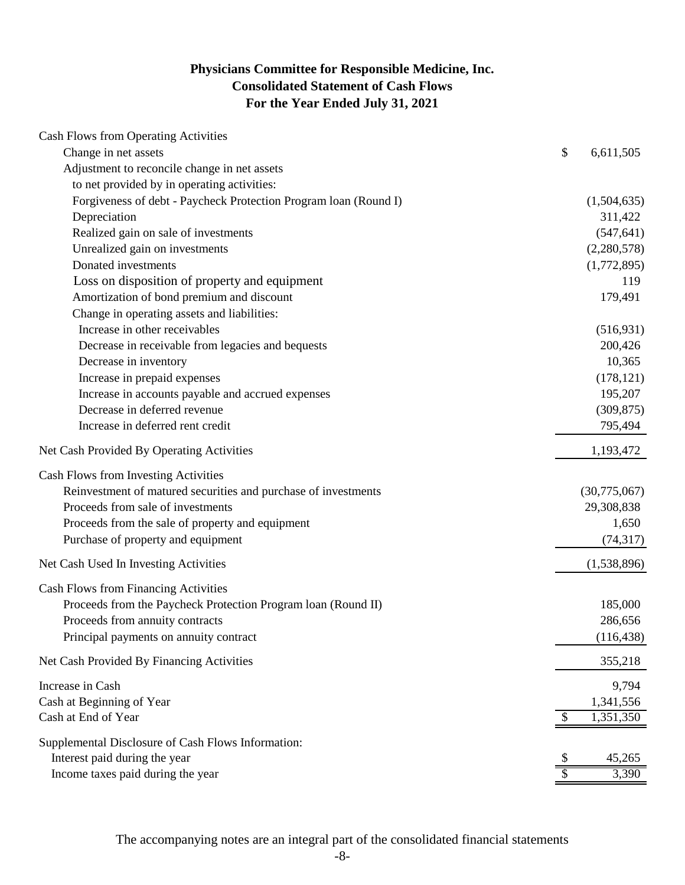# Physicians Committee for Responsible Medicine, Inc.
## Consolidated Statement of Cash Flows
### For the Year Ended July 31, 2021

| | |
|---|---|
| **Cash Flows from Operating Activities** | |
| Change in net assets | $ 6,611,505 |
| Adjustment to reconcile change in net assets to net provided by in operating activities: | |
| Forgiveness of debt - Paycheck Protection Program loan (Round I) | (1,504,635) |
| Depreciation | 311,422 |
| Realized gain on sale of investments | (547,641) |
| Unrealized gain on investments | (2,280,578) |
| Donated investments | (1,772,895) |
| Loss on disposition of property and equipment | 119 |
| Amortization of bond premium and discount | 179,491 |
| Change in operating assets and liabilities: | |
| Increase in other receivables | (516,931) |
| Decrease in receivable from legacies and bequests | 200,426 |
| Decrease in inventory | 10,365 |
| Increase in prepaid expenses | (178,121) |
| Increase in accounts payable and accrued expenses | 195,207 |
| Decrease in deferred revenue | (309,875) |
| Increase in deferred rent credit | 795,494 |
| Net Cash Provided By Operating Activities | 1,193,472 |
| **Cash Flows from Investing Activities** | |
| Reinvestment of matured securities and purchase of investments | (30,775,067) |
| Proceeds from sale of investments | 29,308,838 |
| Proceeds from the sale of property and equipment | 1,650 |
| Purchase of property and equipment | (74,317) |
| Net Cash Used In Investing Activities | (1,538,896) |
| **Cash Flows from Financing Activities** | |
| Proceeds from the Paycheck Protection Program loan (Round II) | 185,000 |
| Proceeds from annuity contracts | 286,656 |
| Principal payments on annuity contract | (116,438) |
| Net Cash Provided By Financing Activities | 355,218 |
| Increase in Cash | 9,794 |
| Cash at Beginning of Year | 1,341,556 |
| Cash at End of Year | $ 1,351,350 |
| **Supplemental Disclosure of Cash Flows Information:** | |
| Interest paid during the year | $ 45,265 |
| Income taxes paid during the year | $ 3,390 |

The accompanying notes are an integral part of the consolidated financial statements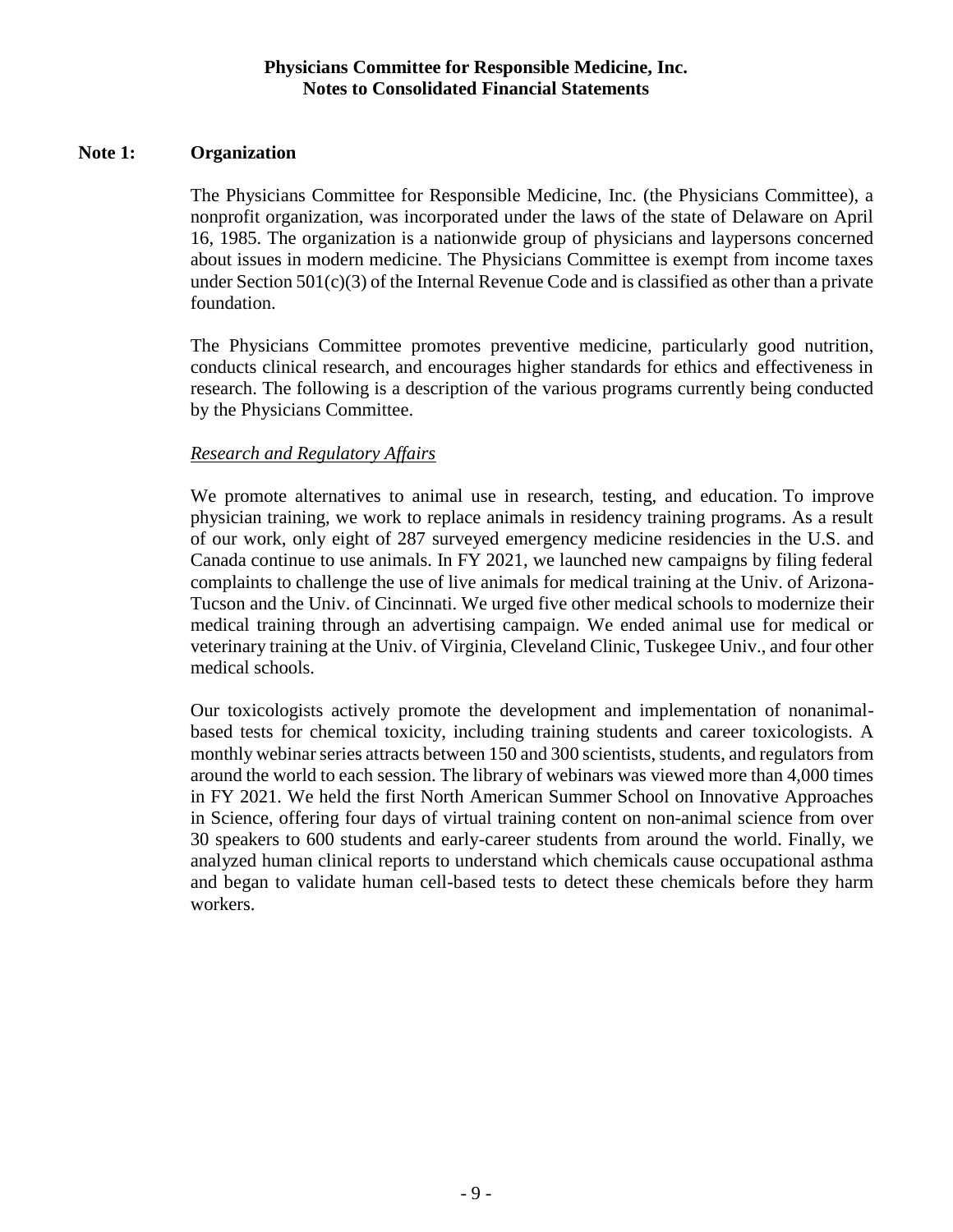## Note 1: Organization

The Physicians Committee for Responsible Medicine, Inc. (the Physicians Committee), a nonprofit organization, was incorporated under the laws of the state of Delaware on April 16, 1985. The organization is a nationwide group of physicians and laypersons concerned about issues in modern medicine. The Physicians Committee is exempt from income taxes under Section 501(c)(3) of the Internal Revenue Code and is classified as other than a private foundation.

The Physicians Committee promotes preventive medicine, particularly good nutrition, conducts clinical research, and encourages higher standards for ethics and effectiveness in research. The following is a description of the various programs currently being conducted by the Physicians Committee.

*Research and Regulatory Affairs*

We promote alternatives to animal use in research, testing, and education. To improve physician training, we work to replace animals in residency training programs. As a result of our work, only eight of 287 surveyed emergency medicine residencies in the U.S. and Canada continue to use animals. In FY 2021, we launched new campaigns by filing federal complaints to challenge the use of live animals for medical training at the Univ. of Arizona-Tucson and the Univ. of Cincinnati. We urged five other medical schools to modernize their medical training through an advertising campaign. We ended animal use for medical or veterinary training at the Univ. of Virginia, Cleveland Clinic, Tuskegee Univ., and four other medical schools.

Our toxicologists actively promote the development and implementation of nonanimal-based tests for chemical toxicity, including training students and career toxicologists. A monthly webinar series attracts between 150 and 300 scientists, students, and regulators from around the world to each session. The library of webinars was viewed more than 4,000 times in FY 2021. We held the first North American Summer School on Innovative Approaches in Science, offering four days of virtual training content on non-animal science from over 30 speakers to 600 students and early-career students from around the world. Finally, we analyzed human clinical reports to understand which chemicals cause occupational asthma and began to validate human cell-based tests to detect these chemicals before they harm workers.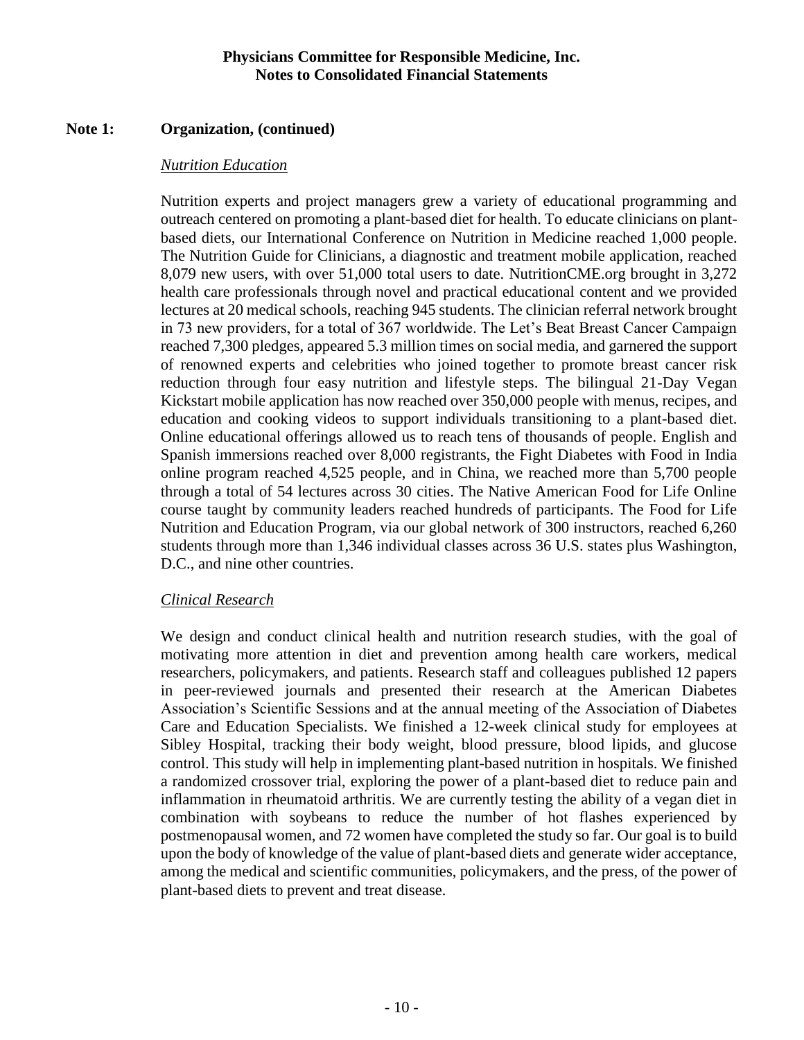## Note 1: Organization, (continued)

### *Nutrition Education*

Nutrition experts and project managers grew a variety of educational programming and outreach centered on promoting a plant-based diet for health. To educate clinicians on plant-based diets, our International Conference on Nutrition in Medicine reached 1,000 people. The Nutrition Guide for Clinicians, a diagnostic and treatment mobile application, reached 8,079 new users, with over 51,000 total users to date. NutritionCME.org brought in 3,272 health care professionals through novel and practical educational content and we provided lectures at 20 medical schools, reaching 945 students. The clinician referral network brought in 73 new providers, for a total of 367 worldwide. The Let's Beat Breast Cancer Campaign reached 7,300 pledges, appeared 5.3 million times on social media, and garnered the support of renowned experts and celebrities who joined together to promote breast cancer risk reduction through four easy nutrition and lifestyle steps. The bilingual 21-Day Vegan Kickstart mobile application has now reached over 350,000 people with menus, recipes, and education and cooking videos to support individuals transitioning to a plant-based diet. Online educational offerings allowed us to reach tens of thousands of people. English and Spanish immersions reached over 8,000 registrants, the Fight Diabetes with Food in India online program reached 4,525 people, and in China, we reached more than 5,700 people through a total of 54 lectures across 30 cities. The Native American Food for Life Online course taught by community leaders reached hundreds of participants. The Food for Life Nutrition and Education Program, via our global network of 300 instructors, reached 6,260 students through more than 1,346 individual classes across 36 U.S. states plus Washington, D.C., and nine other countries.

### *Clinical Research*

We design and conduct clinical health and nutrition research studies, with the goal of motivating more attention in diet and prevention among health care workers, medical researchers, policymakers, and patients. Research staff and colleagues published 12 papers in peer-reviewed journals and presented their research at the American Diabetes Association's Scientific Sessions and at the annual meeting of the Association of Diabetes Care and Education Specialists. We finished a 12-week clinical study for employees at Sibley Hospital, tracking their body weight, blood pressure, blood lipids, and glucose control. This study will help in implementing plant-based nutrition in hospitals. We finished a randomized crossover trial, exploring the power of a plant-based diet to reduce pain and inflammation in rheumatoid arthritis. We are currently testing the ability of a vegan diet in combination with soybeans to reduce the number of hot flashes experienced by postmenopausal women, and 72 women have completed the study so far. Our goal is to build upon the body of knowledge of the value of plant-based diets and generate wider acceptance, among the medical and scientific communities, policymakers, and the press, of the power of plant-based diets to prevent and treat disease.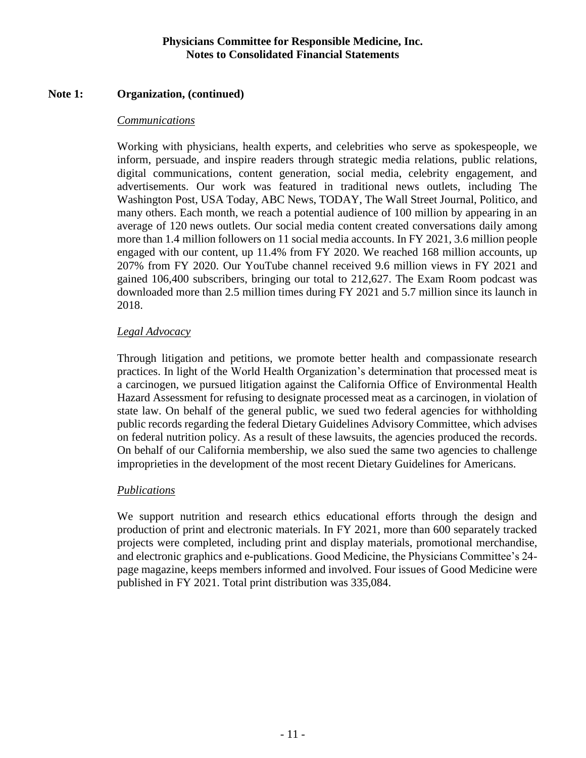## Note 1: Organization, (continued)

### *Communications*

Working with physicians, health experts, and celebrities who serve as spokespeople, we inform, persuade, and inspire readers through strategic media relations, public relations, digital communications, content generation, social media, celebrity engagement, and advertisements. Our work was featured in traditional news outlets, including The Washington Post, USA Today, ABC News, TODAY, The Wall Street Journal, Politico, and many others. Each month, we reach a potential audience of 100 million by appearing in an average of 120 news outlets. Our social media content created conversations daily among more than 1.4 million followers on 11 social media accounts. In FY 2021, 3.6 million people engaged with our content, up 11.4% from FY 2020. We reached 168 million accounts, up 207% from FY 2020. Our YouTube channel received 9.6 million views in FY 2021 and gained 106,400 subscribers, bringing our total to 212,627. The Exam Room podcast was downloaded more than 2.5 million times during FY 2021 and 5.7 million since its launch in 2018.

### *Legal Advocacy*

Through litigation and petitions, we promote better health and compassionate research practices. In light of the World Health Organization's determination that processed meat is a carcinogen, we pursued litigation against the California Office of Environmental Health Hazard Assessment for refusing to designate processed meat as a carcinogen, in violation of state law. On behalf of the general public, we sued two federal agencies for withholding public records regarding the federal Dietary Guidelines Advisory Committee, which advises on federal nutrition policy. As a result of these lawsuits, the agencies produced the records. On behalf of our California membership, we also sued the same two agencies to challenge improprieties in the development of the most recent Dietary Guidelines for Americans.

### *Publications*

We support nutrition and research ethics educational efforts through the design and production of print and electronic materials. In FY 2021, more than 600 separately tracked projects were completed, including print and display materials, promotional merchandise, and electronic graphics and e-publications. Good Medicine, the Physicians Committee's 24-page magazine, keeps members informed and involved. Four issues of Good Medicine were published in FY 2021. Total print distribution was 335,084.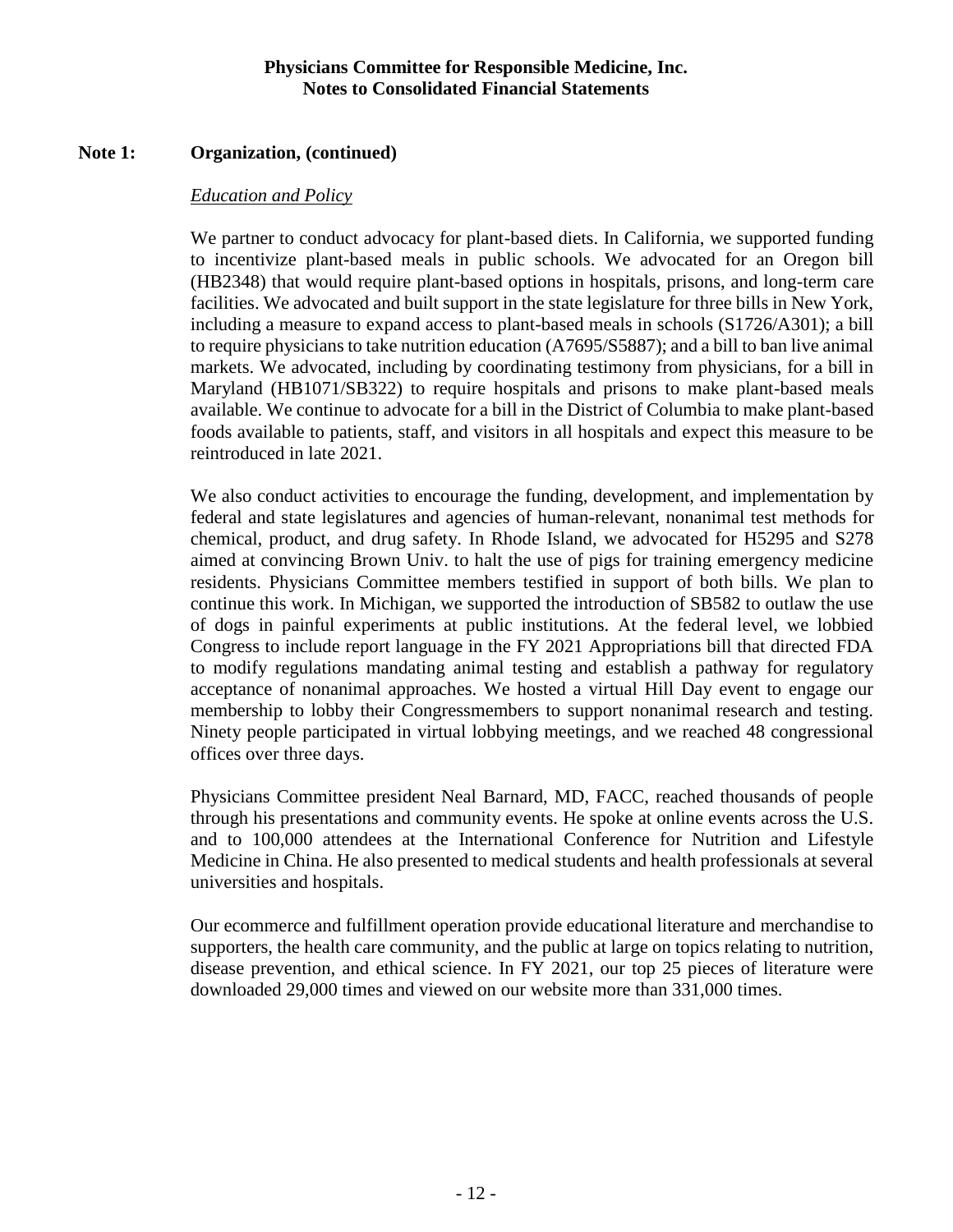## Note 1: Organization, (continued)

*Education and Policy*

We partner to conduct advocacy for plant-based diets. In California, we supported funding to incentivize plant-based meals in public schools. We advocated for an Oregon bill (HB2348) that would require plant-based options in hospitals, prisons, and long-term care facilities. We advocated and built support in the state legislature for three bills in New York, including a measure to expand access to plant-based meals in schools (S1726/A301); a bill to require physicians to take nutrition education (A7695/S5887); and a bill to ban live animal markets. We advocated, including by coordinating testimony from physicians, for a bill in Maryland (HB1071/SB322) to require hospitals and prisons to make plant-based meals available. We continue to advocate for a bill in the District of Columbia to make plant-based foods available to patients, staff, and visitors in all hospitals and expect this measure to be reintroduced in late 2021.

We also conduct activities to encourage the funding, development, and implementation by federal and state legislatures and agencies of human-relevant, nonanimal test methods for chemical, product, and drug safety. In Rhode Island, we advocated for H5295 and S278 aimed at convincing Brown Univ. to halt the use of pigs for training emergency medicine residents. Physicians Committee members testified in support of both bills. We plan to continue this work. In Michigan, we supported the introduction of SB582 to outlaw the use of dogs in painful experiments at public institutions. At the federal level, we lobbied Congress to include report language in the FY 2021 Appropriations bill that directed FDA to modify regulations mandating animal testing and establish a pathway for regulatory acceptance of nonanimal approaches. We hosted a virtual Hill Day event to engage our membership to lobby their Congressmembers to support nonanimal research and testing. Ninety people participated in virtual lobbying meetings, and we reached 48 congressional offices over three days.

Physicians Committee president Neal Barnard, MD, FACC, reached thousands of people through his presentations and community events. He spoke at online events across the U.S. and to 100,000 attendees at the International Conference for Nutrition and Lifestyle Medicine in China. He also presented to medical students and health professionals at several universities and hospitals.

Our ecommerce and fulfillment operation provide educational literature and merchandise to supporters, the health care community, and the public at large on topics relating to nutrition, disease prevention, and ethical science. In FY 2021, our top 25 pieces of literature were downloaded 29,000 times and viewed on our website more than 331,000 times.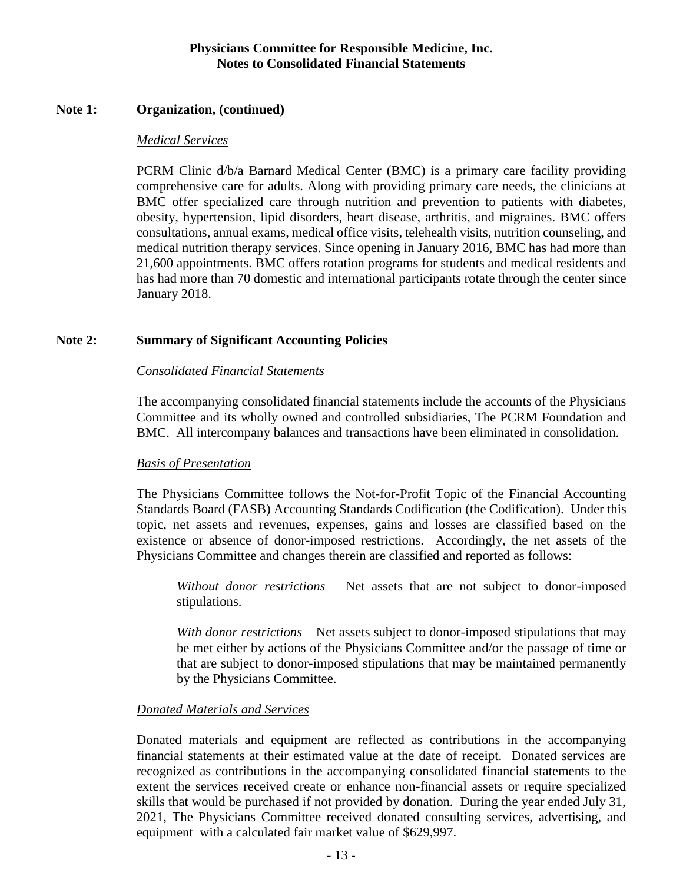**Physicians Committee for Responsible Medicine, Inc.**
**Notes to Consolidated Financial Statements**

## Note 1: Organization, (continued)

*Medical Services*

PCRM Clinic d/b/a Barnard Medical Center (BMC) is a primary care facility providing comprehensive care for adults. Along with providing primary care needs, the clinicians at BMC offer specialized care through nutrition and prevention to patients with diabetes, obesity, hypertension, lipid disorders, heart disease, arthritis, and migraines. BMC offers consultations, annual exams, medical office visits, telehealth visits, nutrition counseling, and medical nutrition therapy services. Since opening in January 2016, BMC has had more than 21,600 appointments. BMC offers rotation programs for students and medical residents and has had more than 70 domestic and international participants rotate through the center since January 2018.

## Note 2: Summary of Significant Accounting Policies

*Consolidated Financial Statements*

The accompanying consolidated financial statements include the accounts of the Physicians Committee and its wholly owned and controlled subsidiaries, The PCRM Foundation and BMC. All intercompany balances and transactions have been eliminated in consolidation.

*Basis of Presentation*

The Physicians Committee follows the Not-for-Profit Topic of the Financial Accounting Standards Board (FASB) Accounting Standards Codification (the Codification). Under this topic, net assets and revenues, expenses, gains and losses are classified based on the existence or absence of donor-imposed restrictions. Accordingly, the net assets of the Physicians Committee and changes therein are classified and reported as follows:

*Without donor restrictions* – Net assets that are not subject to donor-imposed stipulations.

*With donor restrictions* – Net assets subject to donor-imposed stipulations that may be met either by actions of the Physicians Committee and/or the passage of time or that are subject to donor-imposed stipulations that may be maintained permanently by the Physicians Committee.

*Donated Materials and Services*

Donated materials and equipment are reflected as contributions in the accompanying financial statements at their estimated value at the date of receipt. Donated services are recognized as contributions in the accompanying consolidated financial statements to the extent the services received create or enhance non-financial assets or require specialized skills that would be purchased if not provided by donation. During the year ended July 31, 2021, The Physicians Committee received donated consulting services, advertising, and equipment with a calculated fair market value of $629,997.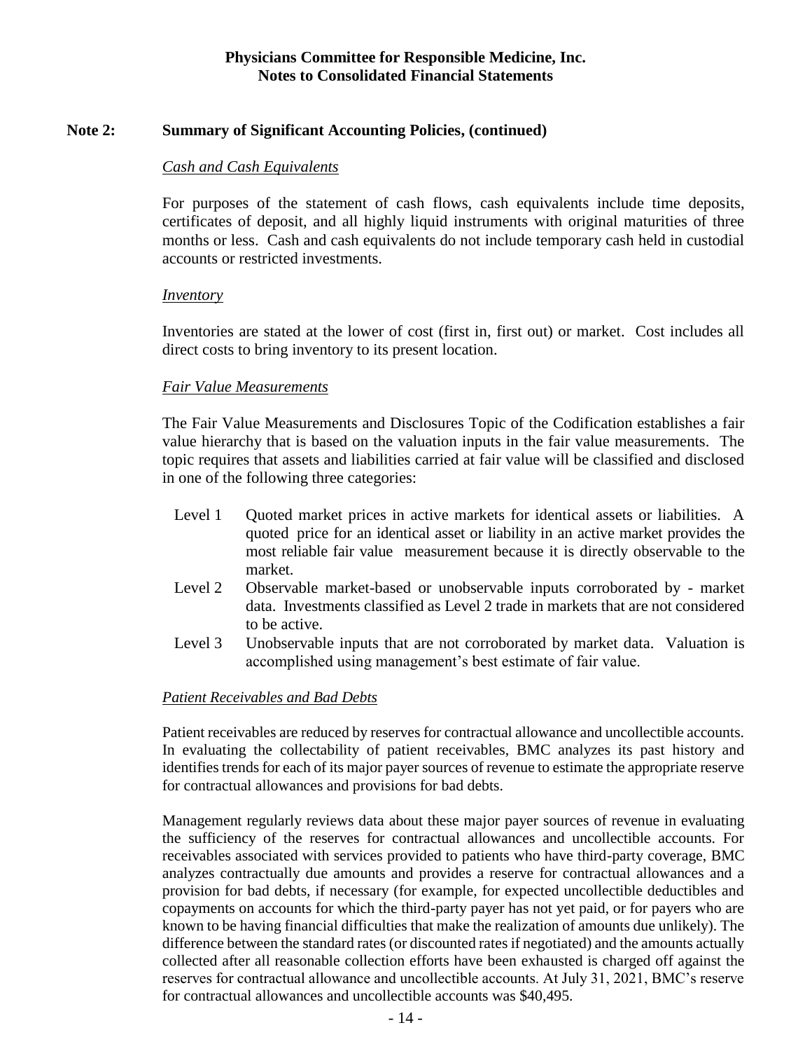**Note 2: Summary of Significant Accounting Policies, (continued)**

*Cash and Cash Equivalents*

For purposes of the statement of cash flows, cash equivalents include time deposits, certificates of deposit, and all highly liquid instruments with original maturities of three months or less. Cash and cash equivalents do not include temporary cash held in custodial accounts or restricted investments.

*Inventory*

Inventories are stated at the lower of cost (first in, first out) or market. Cost includes all direct costs to bring inventory to its present location.

*Fair Value Measurements*

The Fair Value Measurements and Disclosures Topic of the Codification establishes a fair value hierarchy that is based on the valuation inputs in the fair value measurements. The topic requires that assets and liabilities carried at fair value will be classified and disclosed in one of the following three categories:

- Level 1 Quoted market prices in active markets for identical assets or liabilities. A quoted price for an identical asset or liability in an active market provides the most reliable fair value measurement because it is directly observable to the market.
- Level 2 Observable market-based or unobservable inputs corroborated by - market data. Investments classified as Level 2 trade in markets that are not considered to be active.
- Level 3 Unobservable inputs that are not corroborated by market data. Valuation is accomplished using management's best estimate of fair value.

*Patient Receivables and Bad Debts*

Patient receivables are reduced by reserves for contractual allowance and uncollectible accounts. In evaluating the collectability of patient receivables, BMC analyzes its past history and identifies trends for each of its major payer sources of revenue to estimate the appropriate reserve for contractual allowances and provisions for bad debts.

Management regularly reviews data about these major payer sources of revenue in evaluating the sufficiency of the reserves for contractual allowances and uncollectible accounts. For receivables associated with services provided to patients who have third-party coverage, BMC analyzes contractually due amounts and provides a reserve for contractual allowances and a provision for bad debts, if necessary (for example, for expected uncollectible deductibles and copayments on accounts for which the third-party payer has not yet paid, or for payers who are known to be having financial difficulties that make the realization of amounts due unlikely). The difference between the standard rates (or discounted rates if negotiated) and the amounts actually collected after all reasonable collection efforts have been exhausted is charged off against the reserves for contractual allowance and uncollectible accounts. At July 31, 2021, BMC's reserve for contractual allowances and uncollectible accounts was $40,495.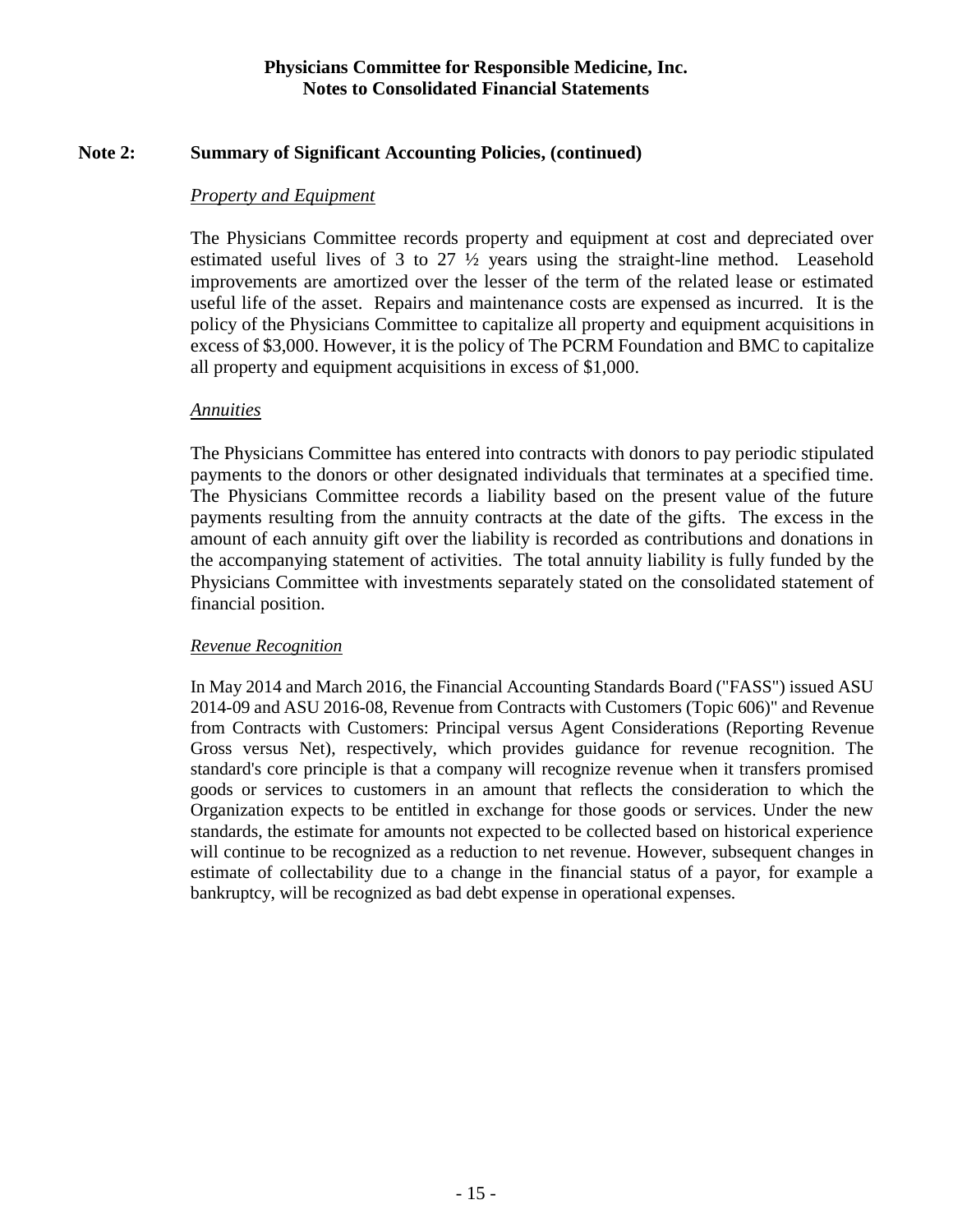**Physicians Committee for Responsible Medicine, Inc.**
**Notes to Consolidated Financial Statements**

## Note 2: Summary of Significant Accounting Policies, (continued)

### *Property and Equipment*

The Physicians Committee records property and equipment at cost and depreciated over estimated useful lives of 3 to 27 ½ years using the straight-line method. Leasehold improvements are amortized over the lesser of the term of the related lease or estimated useful life of the asset. Repairs and maintenance costs are expensed as incurred. It is the policy of the Physicians Committee to capitalize all property and equipment acquisitions in excess of $3,000. However, it is the policy of The PCRM Foundation and BMC to capitalize all property and equipment acquisitions in excess of $1,000.

### *Annuities*

The Physicians Committee has entered into contracts with donors to pay periodic stipulated payments to the donors or other designated individuals that terminates at a specified time. The Physicians Committee records a liability based on the present value of the future payments resulting from the annuity contracts at the date of the gifts. The excess in the amount of each annuity gift over the liability is recorded as contributions and donations in the accompanying statement of activities. The total annuity liability is fully funded by the Physicians Committee with investments separately stated on the consolidated statement of financial position.

### *Revenue Recognition*

In May 2014 and March 2016, the Financial Accounting Standards Board ("FASS") issued ASU 2014-09 and ASU 2016-08, Revenue from Contracts with Customers (Topic 606)" and Revenue from Contracts with Customers: Principal versus Agent Considerations (Reporting Revenue Gross versus Net), respectively, which provides guidance for revenue recognition. The standard's core principle is that a company will recognize revenue when it transfers promised goods or services to customers in an amount that reflects the consideration to which the Organization expects to be entitled in exchange for those goods or services. Under the new standards, the estimate for amounts not expected to be collected based on historical experience will continue to be recognized as a reduction to net revenue. However, subsequent changes in estimate of collectability due to a change in the financial status of a payor, for example a bankruptcy, will be recognized as bad debt expense in operational expenses.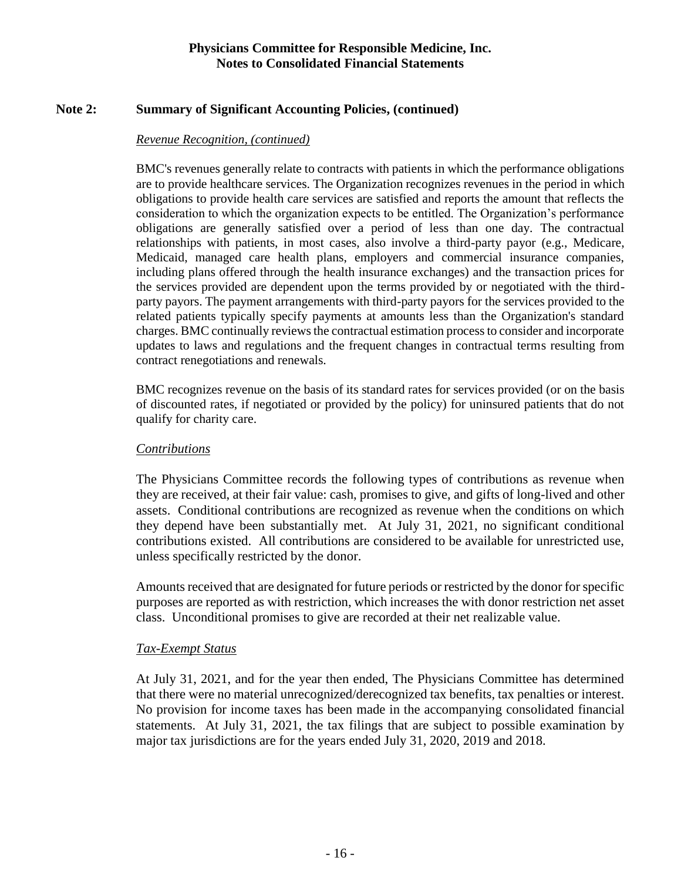## Note 2: Summary of Significant Accounting Policies, (continued)

*Revenue Recognition, (continued)*

BMC's revenues generally relate to contracts with patients in which the performance obligations are to provide healthcare services. The Organization recognizes revenues in the period in which obligations to provide health care services are satisfied and reports the amount that reflects the consideration to which the organization expects to be entitled. The Organization's performance obligations are generally satisfied over a period of less than one day. The contractual relationships with patients, in most cases, also involve a third-party payor (e.g., Medicare, Medicaid, managed care health plans, employers and commercial insurance companies, including plans offered through the health insurance exchanges) and the transaction prices for the services provided are dependent upon the terms provided by or negotiated with the third-party payors. The payment arrangements with third-party payors for the services provided to the related patients typically specify payments at amounts less than the Organization's standard charges. BMC continually reviews the contractual estimation process to consider and incorporate updates to laws and regulations and the frequent changes in contractual terms resulting from contract renegotiations and renewals.

BMC recognizes revenue on the basis of its standard rates for services provided (or on the basis of discounted rates, if negotiated or provided by the policy) for uninsured patients that do not qualify for charity care.

*Contributions*

The Physicians Committee records the following types of contributions as revenue when they are received, at their fair value: cash, promises to give, and gifts of long-lived and other assets. Conditional contributions are recognized as revenue when the conditions on which they depend have been substantially met. At July 31, 2021, no significant conditional contributions existed. All contributions are considered to be available for unrestricted use, unless specifically restricted by the donor.

Amounts received that are designated for future periods or restricted by the donor for specific purposes are reported as with restriction, which increases the with donor restriction net asset class. Unconditional promises to give are recorded at their net realizable value.

*Tax-Exempt Status*

At July 31, 2021, and for the year then ended, The Physicians Committee has determined that there were no material unrecognized/derecognized tax benefits, tax penalties or interest. No provision for income taxes has been made in the accompanying consolidated financial statements. At July 31, 2021, the tax filings that are subject to possible examination by major tax jurisdictions are for the years ended July 31, 2020, 2019 and 2018.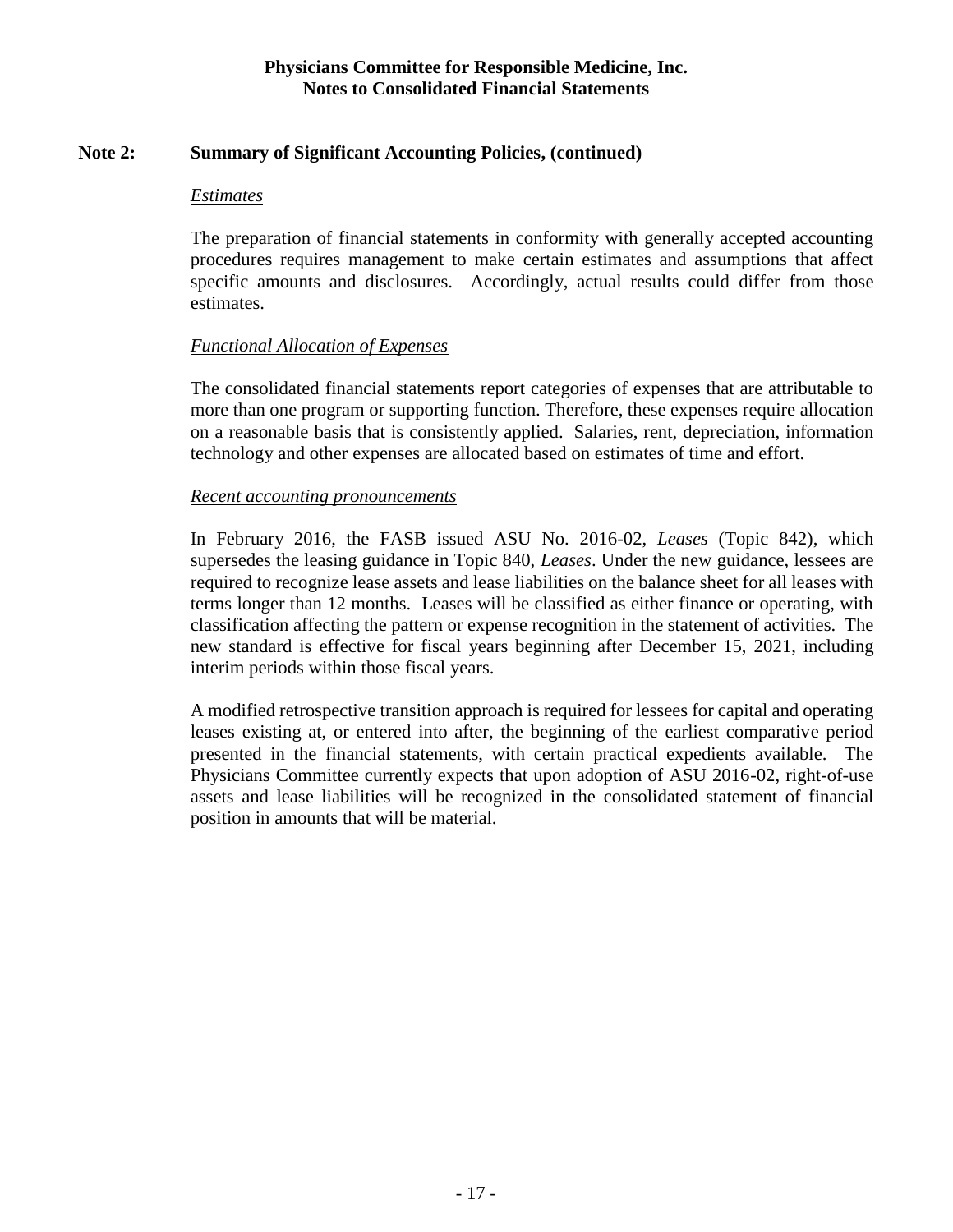**Physicians Committee for Responsible Medicine, Inc.**
**Notes to Consolidated Financial Statements**

## Note 2: Summary of Significant Accounting Policies, (continued)

### *Estimates*

The preparation of financial statements in conformity with generally accepted accounting procedures requires management to make certain estimates and assumptions that affect specific amounts and disclosures. Accordingly, actual results could differ from those estimates.

### *Functional Allocation of Expenses*

The consolidated financial statements report categories of expenses that are attributable to more than one program or supporting function. Therefore, these expenses require allocation on a reasonable basis that is consistently applied. Salaries, rent, depreciation, information technology and other expenses are allocated based on estimates of time and effort.

### *Recent accounting pronouncements*

In February 2016, the FASB issued ASU No. 2016-02, *Leases* (Topic 842), which supersedes the leasing guidance in Topic 840, *Leases*. Under the new guidance, lessees are required to recognize lease assets and lease liabilities on the balance sheet for all leases with terms longer than 12 months. Leases will be classified as either finance or operating, with classification affecting the pattern or expense recognition in the statement of activities. The new standard is effective for fiscal years beginning after December 15, 2021, including interim periods within those fiscal years.

A modified retrospective transition approach is required for lessees for capital and operating leases existing at, or entered into after, the beginning of the earliest comparative period presented in the financial statements, with certain practical expedients available. The Physicians Committee currently expects that upon adoption of ASU 2016-02, right-of-use assets and lease liabilities will be recognized in the consolidated statement of financial position in amounts that will be material.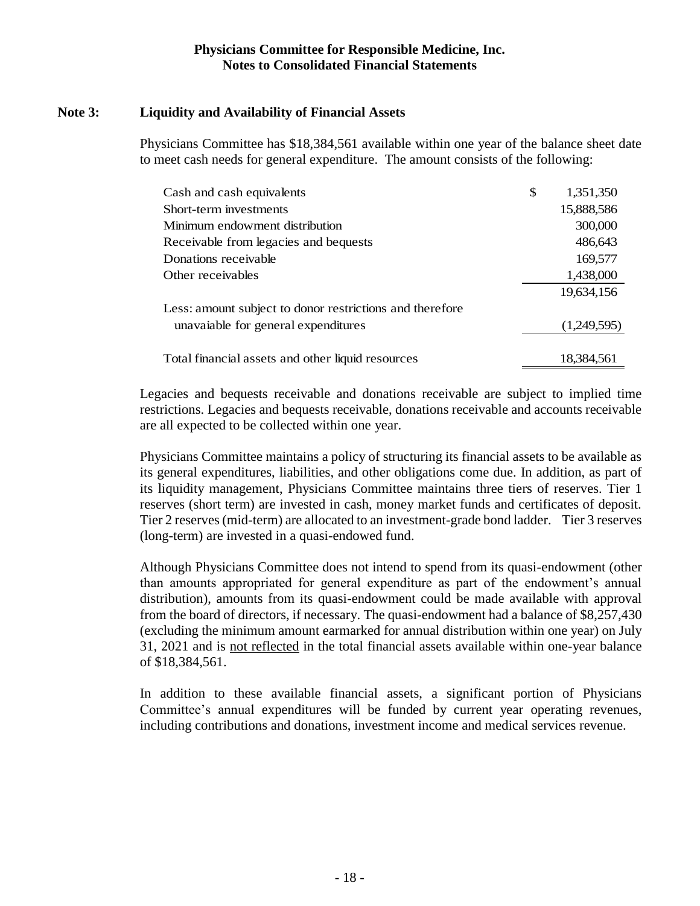## Note 3: Liquidity and Availability of Financial Assets

Physicians Committee has $18,384,561 available within one year of the balance sheet date to meet cash needs for general expenditure. The amount consists of the following:

| | |
|---|---|
| Cash and cash equivalents | $ 1,351,350 |
| Short-term investments | 15,888,586 |
| Minimum endowment distribution | 300,000 |
| Receivable from legacies and bequests | 486,643 |
| Donations receivable | 169,577 |
| Other receivables | 1,438,000 |
| | 19,634,156 |
| Less: amount subject to donor restrictions and therefore unavaiable for general expenditures | (1,249,595) |
| Total financial assets and other liquid resources | 18,384,561 |

Legacies and bequests receivable and donations receivable are subject to implied time restrictions. Legacies and bequests receivable, donations receivable and accounts receivable are all expected to be collected within one year.

Physicians Committee maintains a policy of structuring its financial assets to be available as its general expenditures, liabilities, and other obligations come due. In addition, as part of its liquidity management, Physicians Committee maintains three tiers of reserves. Tier 1 reserves (short term) are invested in cash, money market funds and certificates of deposit. Tier 2 reserves (mid-term) are allocated to an investment-grade bond ladder. Tier 3 reserves (long-term) are invested in a quasi-endowed fund.

Although Physicians Committee does not intend to spend from its quasi-endowment (other than amounts appropriated for general expenditure as part of the endowment's annual distribution), amounts from its quasi-endowment could be made available with approval from the board of directors, if necessary. The quasi-endowment had a balance of $8,257,430 (excluding the minimum amount earmarked for annual distribution within one year) on July 31, 2021 and is <u>not reflected</u> in the total financial assets available within one-year balance of $18,384,561.

In addition to these available financial assets, a significant portion of Physicians Committee's annual expenditures will be funded by current year operating revenues, including contributions and donations, investment income and medical services revenue.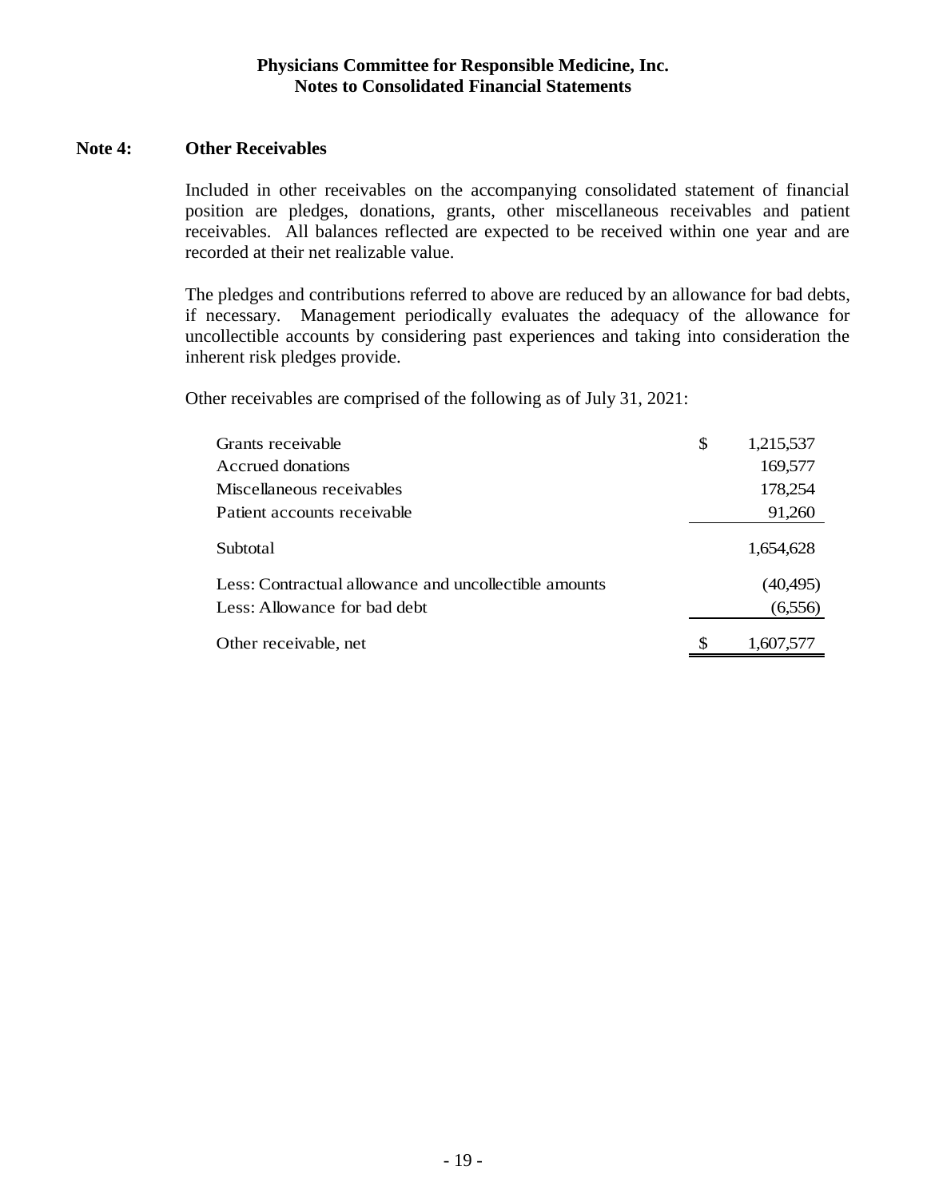## Note 4: Other Receivables

Included in other receivables on the accompanying consolidated statement of financial position are pledges, donations, grants, other miscellaneous receivables and patient receivables. All balances reflected are expected to be received within one year and are recorded at their net realizable value.

The pledges and contributions referred to above are reduced by an allowance for bad debts, if necessary. Management periodically evaluates the adequacy of the allowance for uncollectible accounts by considering past experiences and taking into consideration the inherent risk pledges provide.

Other receivables are comprised of the following as of July 31, 2021:

| | |
|---|---|
| Grants receivable | $ 1,215,537 |
| Accrued donations | 169,577 |
| Miscellaneous receivables | 178,254 |
| Patient accounts receivable | 91,260 |
| Subtotal | 1,654,628 |
| Less: Contractual allowance and uncollectible amounts | (40,495) |
| Less: Allowance for bad debt | (6,556) |
| Other receivable, net | $ 1,607,577 |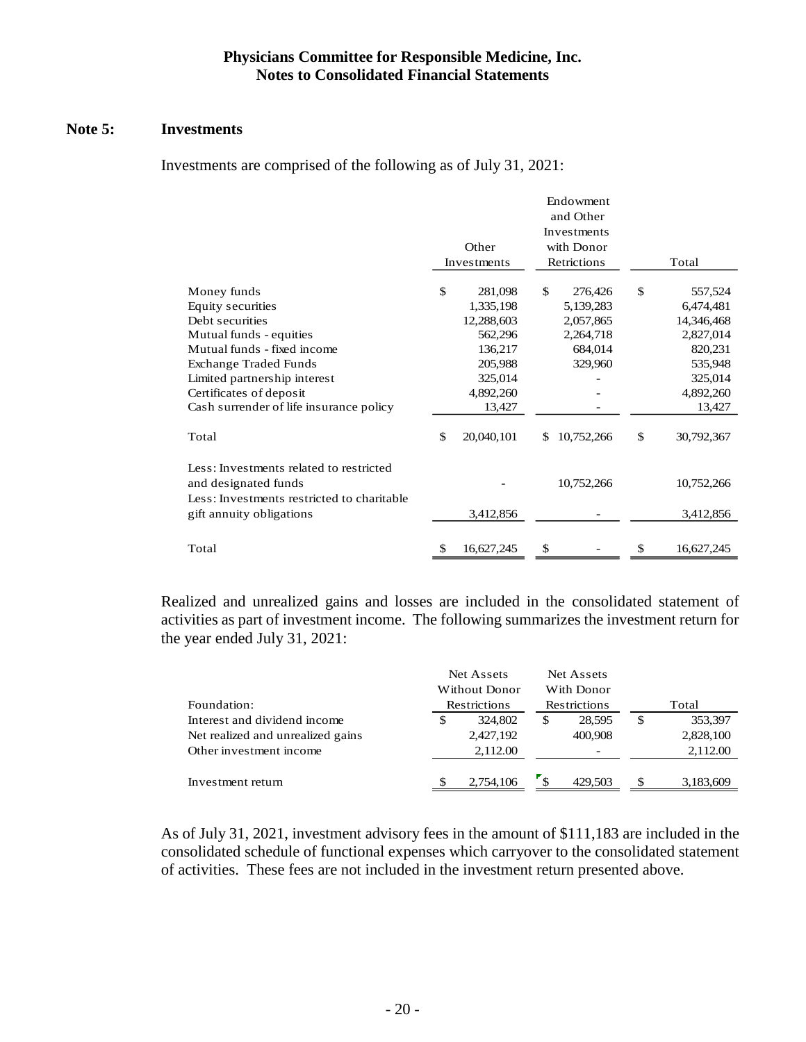## Note 5: Investments

Investments are comprised of the following as of July 31, 2021:

| | Other Investments | Endowment and Other Investments with Donor Retrictions | Total |
|---|---|---|---|
| Money funds | $ 281,098 | $ 276,426 | $ 557,524 |
| Equity securities | 1,335,198 | 5,139,283 | 6,474,481 |
| Debt securities | 12,288,603 | 2,057,865 | 14,346,468 |
| Mutual funds - equities | 562,296 | 2,264,718 | 2,827,014 |
| Mutual funds - fixed income | 136,217 | 684,014 | 820,231 |
| Exchange Traded Funds | 205,988 | 329,960 | 535,948 |
| Limited partnership interest | 325,014 | - | 325,014 |
| Certificates of deposit | 4,892,260 | - | 4,892,260 |
| Cash surrender of life insurance policy | 13,427 | - | 13,427 |
| Total | $ 20,040,101 | $ 10,752,266 | $ 30,792,367 |
| Less: Investments related to restricted and designated funds | - | 10,752,266 | 10,752,266 |
| Less: Investments restricted to charitable gift annuity obligations | 3,412,856 | - | 3,412,856 |
| Total | $ 16,627,245 | $ - | $ 16,627,245 |

Realized and unrealized gains and losses are included in the consolidated statement of activities as part of investment income. The following summarizes the investment return for the year ended July 31, 2021:

| Foundation: | Net Assets Without Donor Restrictions | Net Assets With Donor Restrictions | Total |
|---|---|---|---|
| Interest and dividend income | $ 324,802 | $ 28,595 | $ 353,397 |
| Net realized and unrealized gains | 2,427,192 | 400,908 | 2,828,100 |
| Other investment income | 2,112.00 | - | 2,112.00 |
| Investment return | $ 2,754,106 | $ 429,503 | $ 3,183,609 |

As of July 31, 2021, investment advisory fees in the amount of $111,183 are included in the consolidated schedule of functional expenses which carryover to the consolidated statement of activities. These fees are not included in the investment return presented above.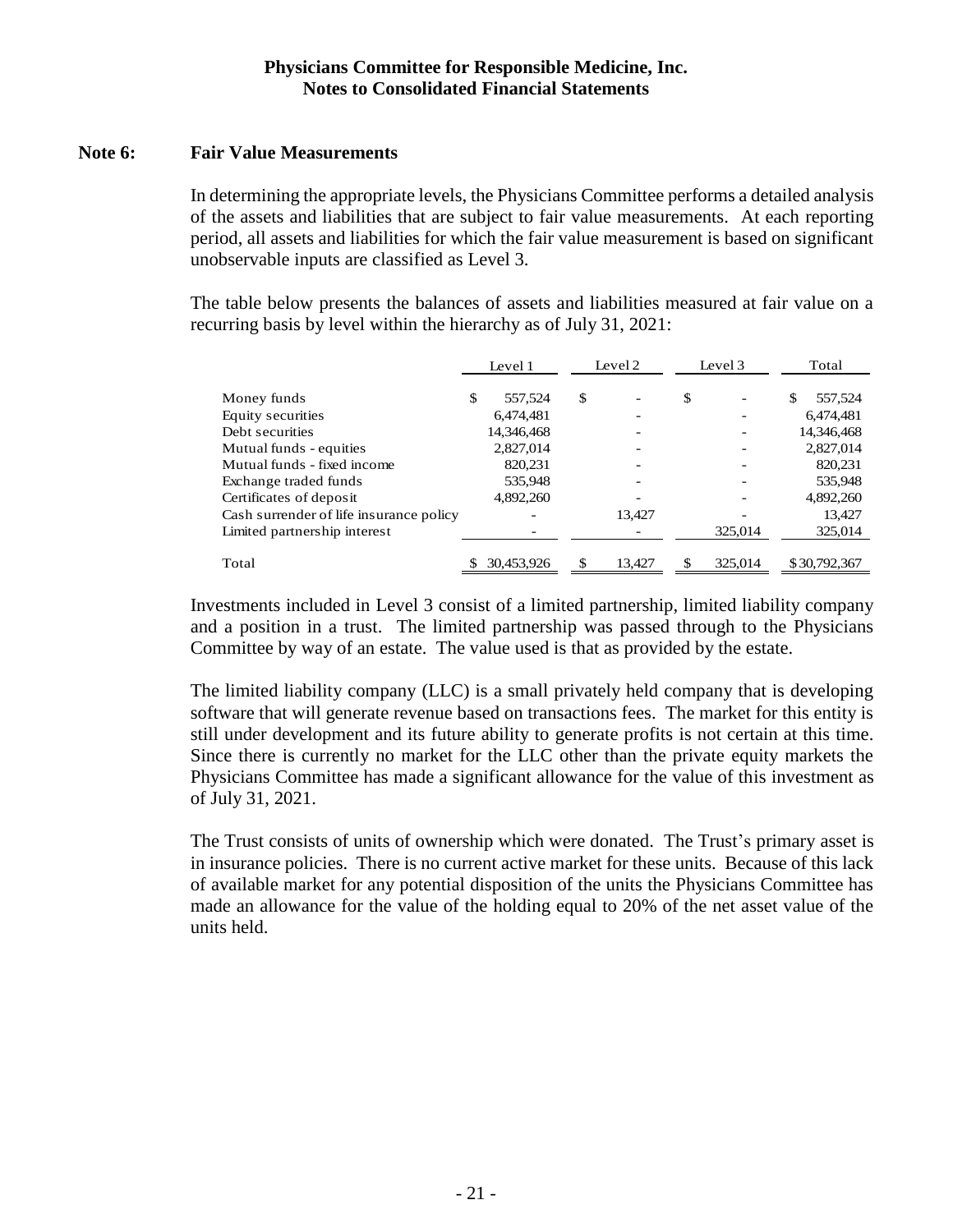## Note 6: Fair Value Measurements

In determining the appropriate levels, the Physicians Committee performs a detailed analysis of the assets and liabilities that are subject to fair value measurements. At each reporting period, all assets and liabilities for which the fair value measurement is based on significant unobservable inputs are classified as Level 3.

The table below presents the balances of assets and liabilities measured at fair value on a recurring basis by level within the hierarchy as of July 31, 2021:

| | Level 1 | Level 2 | Level 3 | Total |
|---|---|---|---|---|
| Money funds | $ 557,524 | $ - | $ - | $ 557,524 |
| Equity securities | 6,474,481 | - | - | 6,474,481 |
| Debt securities | 14,346,468 | - | - | 14,346,468 |
| Mutual funds - equities | 2,827,014 | - | - | 2,827,014 |
| Mutual funds - fixed income | 820,231 | - | - | 820,231 |
| Exchange traded funds | 535,948 | - | - | 535,948 |
| Certificates of deposit | 4,892,260 | - | - | 4,892,260 |
| Cash surrender of life insurance policy | - | 13,427 | - | 13,427 |
| Limited partnership interest | - | - | 325,014 | 325,014 |
| Total | $ 30,453,926 | $ 13,427 | $ 325,014 | $ 30,792,367 |

Investments included in Level 3 consist of a limited partnership, limited liability company and a position in a trust. The limited partnership was passed through to the Physicians Committee by way of an estate. The value used is that as provided by the estate.

The limited liability company (LLC) is a small privately held company that is developing software that will generate revenue based on transactions fees. The market for this entity is still under development and its future ability to generate profits is not certain at this time. Since there is currently no market for the LLC other than the private equity markets the Physicians Committee has made a significant allowance for the value of this investment as of July 31, 2021.

The Trust consists of units of ownership which were donated. The Trust's primary asset is in insurance policies. There is no current active market for these units. Because of this lack of available market for any potential disposition of the units the Physicians Committee has made an allowance for the value of the holding equal to 20% of the net asset value of the units held.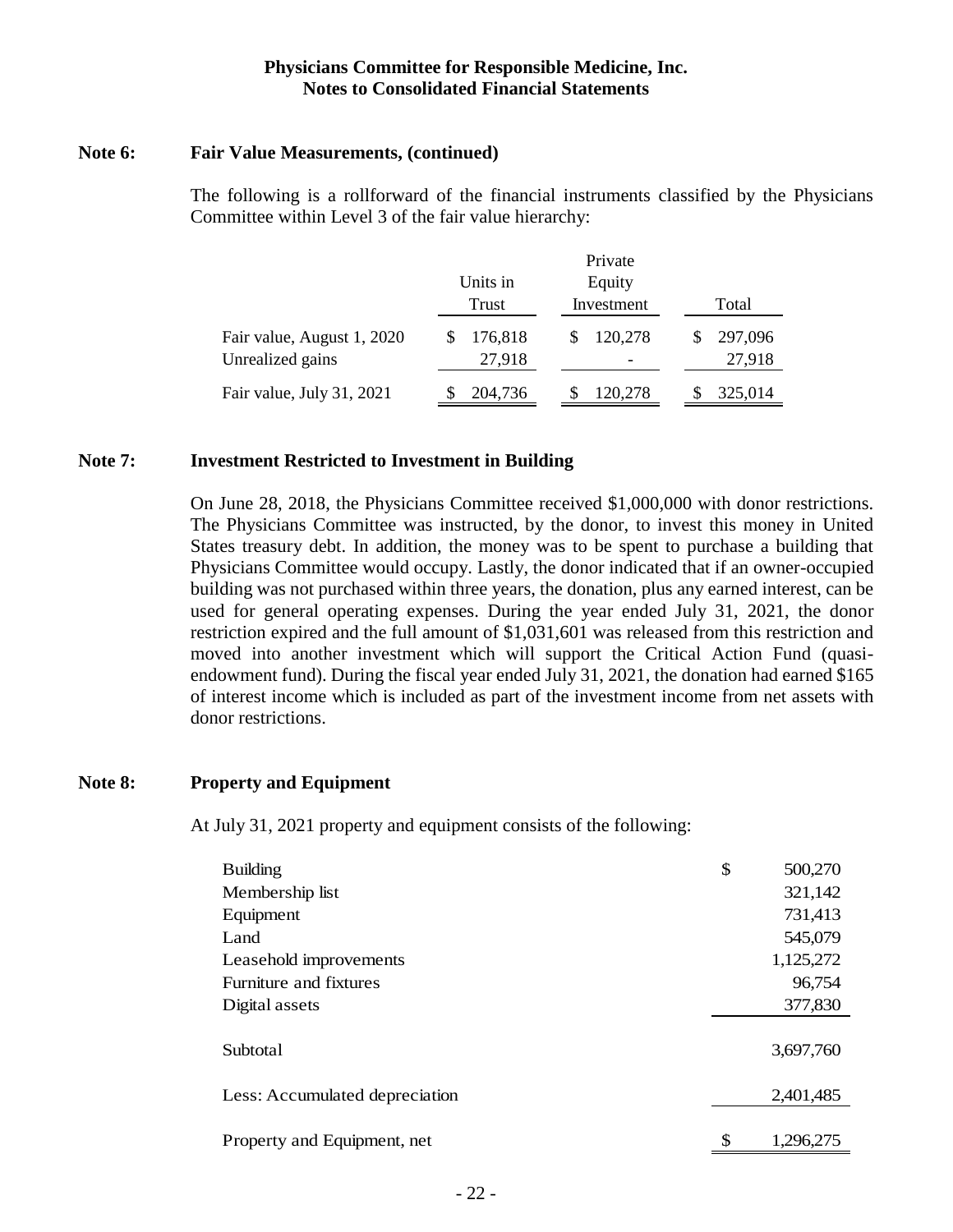**Physicians Committee for Responsible Medicine, Inc.**
**Notes to Consolidated Financial Statements**

## Note 6: Fair Value Measurements, (continued)

The following is a rollforward of the financial instruments classified by the Physicians Committee within Level 3 of the fair value hierarchy:

| | Units in Trust | Private Equity Investment | Total |
|---|---|---|---|
| Fair value, August 1, 2020 | $ 176,818 | $ 120,278 | $ 297,096 |
| Unrealized gains | 27,918 | - | 27,918 |
| Fair value, July 31, 2021 | $ 204,736 | $ 120,278 | $ 325,014 |

## Note 7: Investment Restricted to Investment in Building

On June 28, 2018, the Physicians Committee received $1,000,000 with donor restrictions. The Physicians Committee was instructed, by the donor, to invest this money in United States treasury debt. In addition, the money was to be spent to purchase a building that Physicians Committee would occupy. Lastly, the donor indicated that if an owner-occupied building was not purchased within three years, the donation, plus any earned interest, can be used for general operating expenses. During the year ended July 31, 2021, the donor restriction expired and the full amount of $1,031,601 was released from this restriction and moved into another investment which will support the Critical Action Fund (quasi-endowment fund). During the fiscal year ended July 31, 2021, the donation had earned $165 of interest income which is included as part of the investment income from net assets with donor restrictions.

## Note 8: Property and Equipment

At July 31, 2021 property and equipment consists of the following:

| | |
|---|---|
| Building | $ 500,270 |
| Membership list | 321,142 |
| Equipment | 731,413 |
| Land | 545,079 |
| Leasehold improvements | 1,125,272 |
| Furniture and fixtures | 96,754 |
| Digital assets | 377,830 |
| Subtotal | 3,697,760 |
| Less: Accumulated depreciation | 2,401,485 |
| Property and Equipment, net | $ 1,296,275 |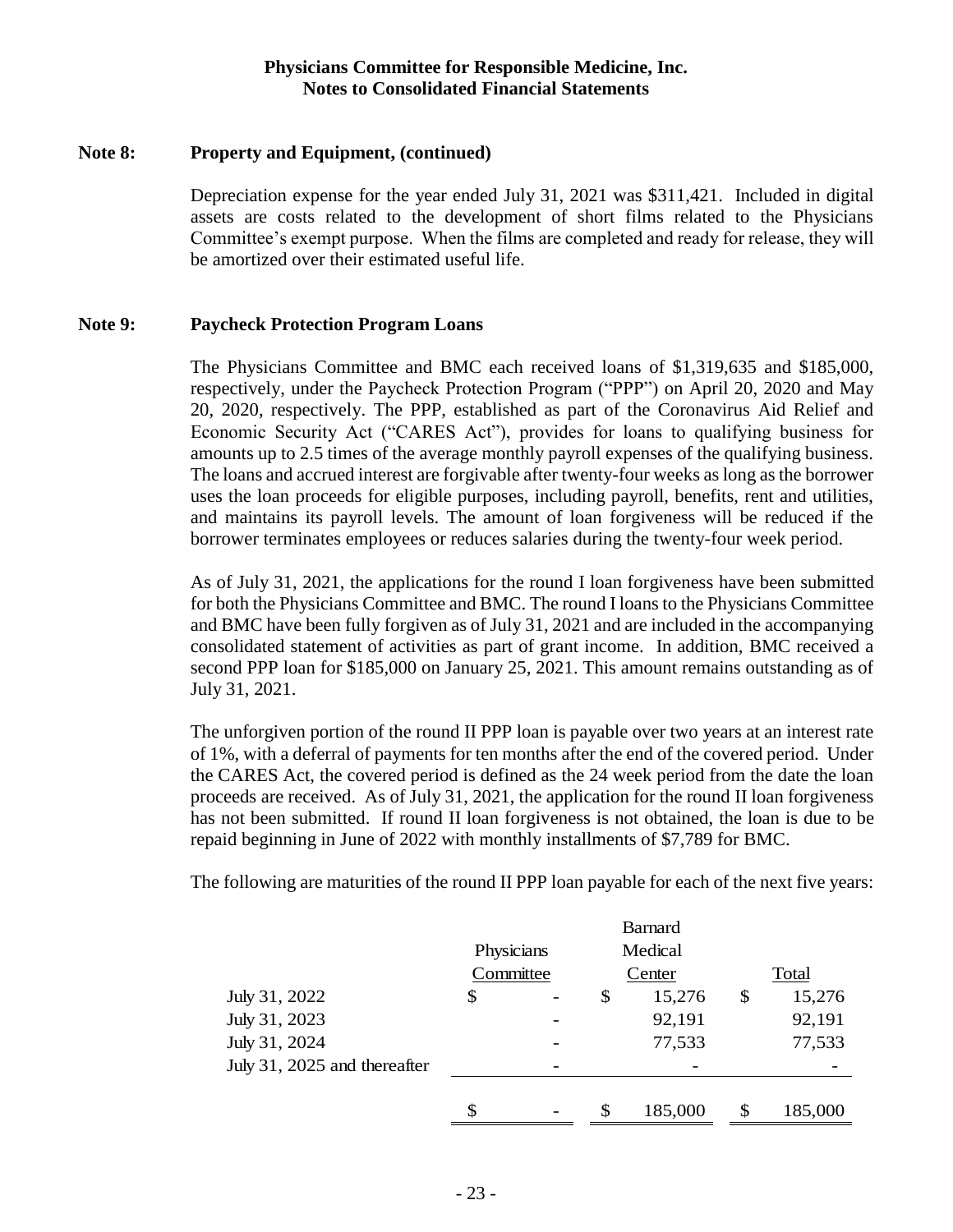## Note 8: Property and Equipment, (continued)

Depreciation expense for the year ended July 31, 2021 was $311,421. Included in digital assets are costs related to the development of short films related to the Physicians Committee's exempt purpose. When the films are completed and ready for release, they will be amortized over their estimated useful life.

## Note 9: Paycheck Protection Program Loans

The Physicians Committee and BMC each received loans of $1,319,635 and $185,000, respectively, under the Paycheck Protection Program ("PPP") on April 20, 2020 and May 20, 2020, respectively. The PPP, established as part of the Coronavirus Aid Relief and Economic Security Act ("CARES Act"), provides for loans to qualifying business for amounts up to 2.5 times of the average monthly payroll expenses of the qualifying business. The loans and accrued interest are forgivable after twenty-four weeks as long as the borrower uses the loan proceeds for eligible purposes, including payroll, benefits, rent and utilities, and maintains its payroll levels. The amount of loan forgiveness will be reduced if the borrower terminates employees or reduces salaries during the twenty-four week period.

As of July 31, 2021, the applications for the round I loan forgiveness have been submitted for both the Physicians Committee and BMC. The round I loans to the Physicians Committee and BMC have been fully forgiven as of July 31, 2021 and are included in the accompanying consolidated statement of activities as part of grant income. In addition, BMC received a second PPP loan for $185,000 on January 25, 2021. This amount remains outstanding as of July 31, 2021.

The unforgiven portion of the round II PPP loan is payable over two years at an interest rate of 1%, with a deferral of payments for ten months after the end of the covered period. Under the CARES Act, the covered period is defined as the 24 week period from the date the loan proceeds are received. As of July 31, 2021, the application for the round II loan forgiveness has not been submitted. If round II loan forgiveness is not obtained, the loan is due to be repaid beginning in June of 2022 with monthly installments of $7,789 for BMC.

The following are maturities of the round II PPP loan payable for each of the next five years:

| | Physicians Committee | Barnard Medical Center | Total |
|---|---|---|---|
| July 31, 2022 | $ - | $ 15,276 | $ 15,276 |
| July 31, 2023 | - | 92,191 | 92,191 |
| July 31, 2024 | - | 77,533 | 77,533 |
| July 31, 2025 and thereafter | - | - | - |
| | $ - | $ 185,000 | $ 185,000 |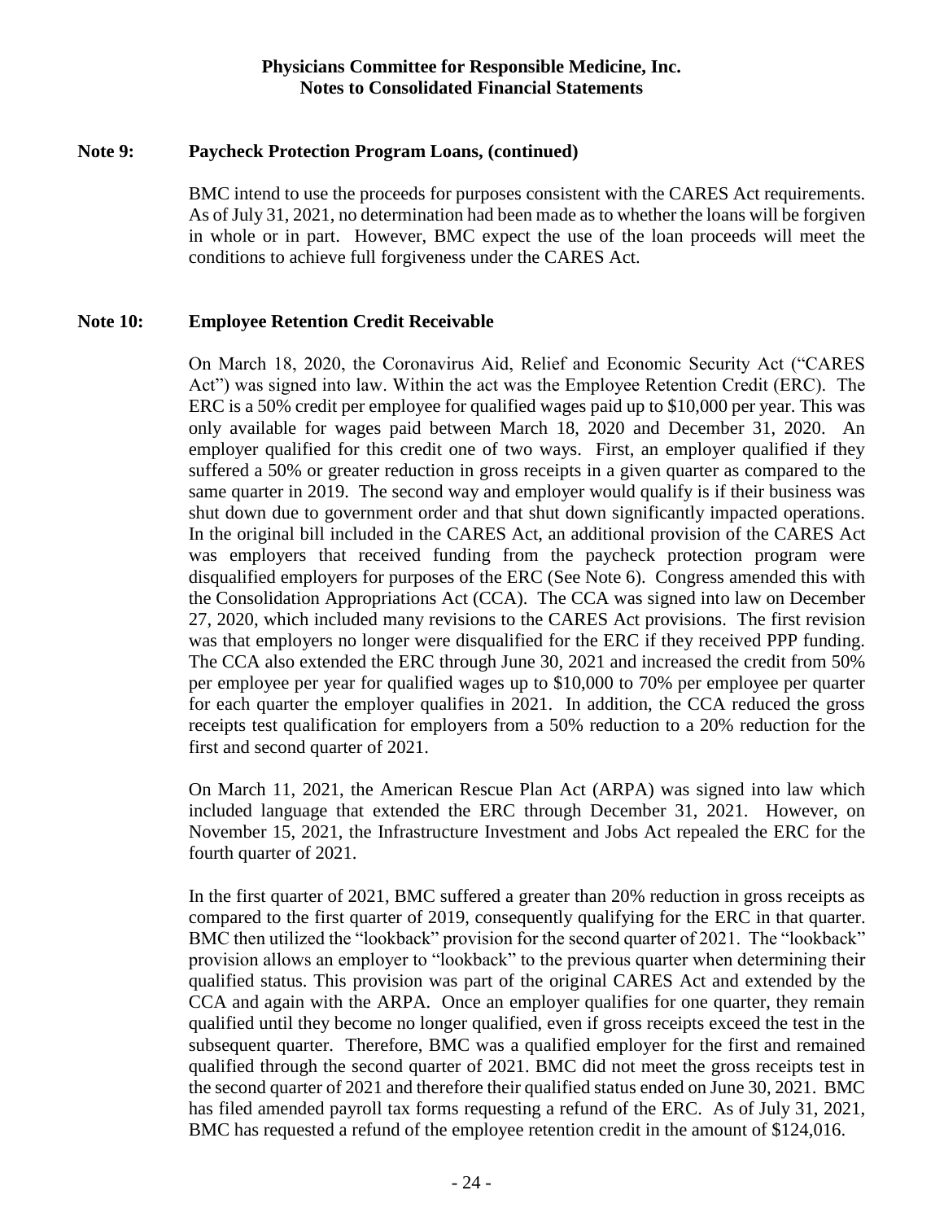**Physicians Committee for Responsible Medicine, Inc.**
**Notes to Consolidated Financial Statements**

**Note 9: Paycheck Protection Program Loans, (continued)**

BMC intend to use the proceeds for purposes consistent with the CARES Act requirements. As of July 31, 2021, no determination had been made as to whether the loans will be forgiven in whole or in part. However, BMC expect the use of the loan proceeds will meet the conditions to achieve full forgiveness under the CARES Act.

**Note 10: Employee Retention Credit Receivable**

On March 18, 2020, the Coronavirus Aid, Relief and Economic Security Act ("CARES Act") was signed into law. Within the act was the Employee Retention Credit (ERC). The ERC is a 50% credit per employee for qualified wages paid up to $10,000 per year. This was only available for wages paid between March 18, 2020 and December 31, 2020. An employer qualified for this credit one of two ways. First, an employer qualified if they suffered a 50% or greater reduction in gross receipts in a given quarter as compared to the same quarter in 2019. The second way and employer would qualify is if their business was shut down due to government order and that shut down significantly impacted operations. In the original bill included in the CARES Act, an additional provision of the CARES Act was employers that received funding from the paycheck protection program were disqualified employers for purposes of the ERC (See Note 6). Congress amended this with the Consolidation Appropriations Act (CCA). The CCA was signed into law on December 27, 2020, which included many revisions to the CARES Act provisions. The first revision was that employers no longer were disqualified for the ERC if they received PPP funding. The CCA also extended the ERC through June 30, 2021 and increased the credit from 50% per employee per year for qualified wages up to $10,000 to 70% per employee per quarter for each quarter the employer qualifies in 2021. In addition, the CCA reduced the gross receipts test qualification for employers from a 50% reduction to a 20% reduction for the first and second quarter of 2021.

On March 11, 2021, the American Rescue Plan Act (ARPA) was signed into law which included language that extended the ERC through December 31, 2021. However, on November 15, 2021, the Infrastructure Investment and Jobs Act repealed the ERC for the fourth quarter of 2021.

In the first quarter of 2021, BMC suffered a greater than 20% reduction in gross receipts as compared to the first quarter of 2019, consequently qualifying for the ERC in that quarter. BMC then utilized the "lookback" provision for the second quarter of 2021. The "lookback" provision allows an employer to "lookback" to the previous quarter when determining their qualified status. This provision was part of the original CARES Act and extended by the CCA and again with the ARPA. Once an employer qualifies for one quarter, they remain qualified until they become no longer qualified, even if gross receipts exceed the test in the subsequent quarter. Therefore, BMC was a qualified employer for the first and remained qualified through the second quarter of 2021. BMC did not meet the gross receipts test in the second quarter of 2021 and therefore their qualified status ended on June 30, 2021. BMC has filed amended payroll tax forms requesting a refund of the ERC. As of July 31, 2021, BMC has requested a refund of the employee retention credit in the amount of $124,016.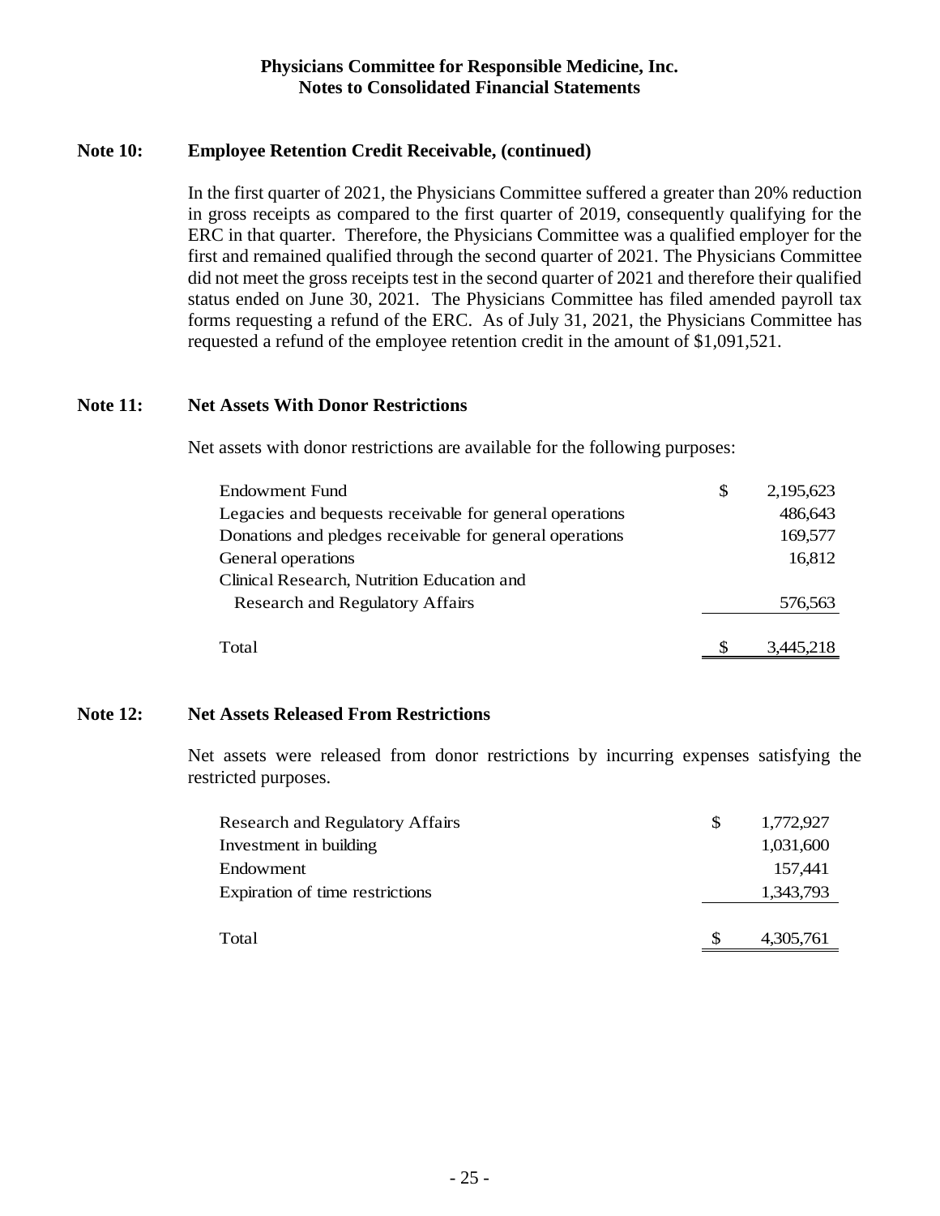## Note 10: Employee Retention Credit Receivable, (continued)

In the first quarter of 2021, the Physicians Committee suffered a greater than 20% reduction in gross receipts as compared to the first quarter of 2019, consequently qualifying for the ERC in that quarter. Therefore, the Physicians Committee was a qualified employer for the first and remained qualified through the second quarter of 2021. The Physicians Committee did not meet the gross receipts test in the second quarter of 2021 and therefore their qualified status ended on June 30, 2021. The Physicians Committee has filed amended payroll tax forms requesting a refund of the ERC. As of July 31, 2021, the Physicians Committee has requested a refund of the employee retention credit in the amount of $1,091,521.

## Note 11: Net Assets With Donor Restrictions

Net assets with donor restrictions are available for the following purposes:

| | |
|---|---|
| Endowment Fund | $ 2,195,623 |
| Legacies and bequests receivable for general operations | 486,643 |
| Donations and pledges receivable for general operations | 169,577 |
| General operations | 16,812 |
| Clinical Research, Nutrition Education and Research and Regulatory Affairs | 576,563 |
| Total | $ 3,445,218 |

## Note 12: Net Assets Released From Restrictions

Net assets were released from donor restrictions by incurring expenses satisfying the restricted purposes.

| | |
|---|---|
| Research and Regulatory Affairs | $ 1,772,927 |
| Investment in building | 1,031,600 |
| Endowment | 157,441 |
| Expiration of time restrictions | 1,343,793 |
| Total | $ 4,305,761 |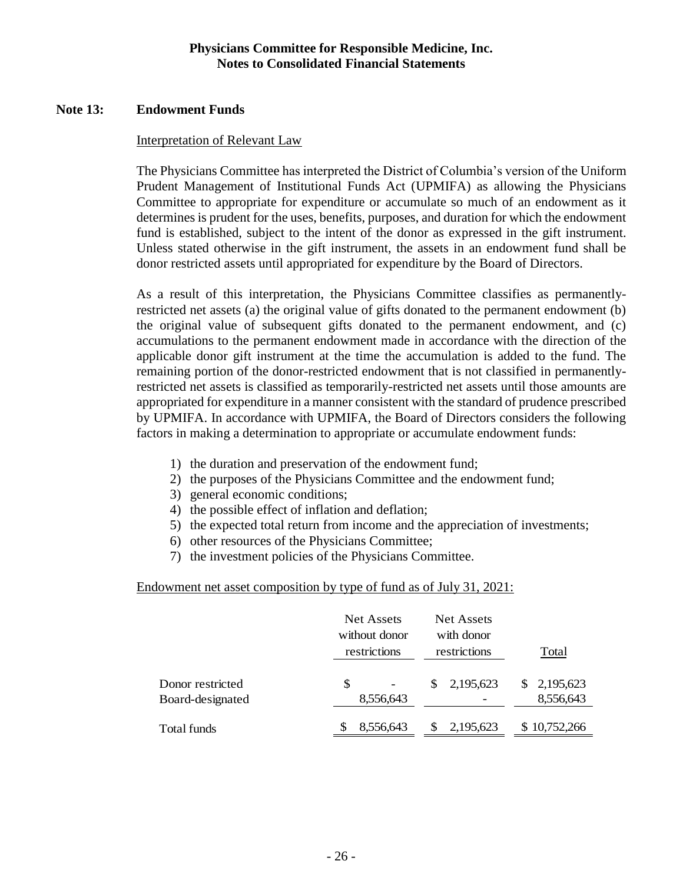## Note 13: Endowment Funds

Interpretation of Relevant Law

The Physicians Committee has interpreted the District of Columbia's version of the Uniform Prudent Management of Institutional Funds Act (UPMIFA) as allowing the Physicians Committee to appropriate for expenditure or accumulate so much of an endowment as it determines is prudent for the uses, benefits, purposes, and duration for which the endowment fund is established, subject to the intent of the donor as expressed in the gift instrument. Unless stated otherwise in the gift instrument, the assets in an endowment fund shall be donor restricted assets until appropriated for expenditure by the Board of Directors.

As a result of this interpretation, the Physicians Committee classifies as permanently-restricted net assets (a) the original value of gifts donated to the permanent endowment (b) the original value of subsequent gifts donated to the permanent endowment, and (c) accumulations to the permanent endowment made in accordance with the direction of the applicable donor gift instrument at the time the accumulation is added to the fund. The remaining portion of the donor-restricted endowment that is not classified in permanently-restricted net assets is classified as temporarily-restricted net assets until those amounts are appropriated for expenditure in a manner consistent with the standard of prudence prescribed by UPMIFA. In accordance with UPMIFA, the Board of Directors considers the following factors in making a determination to appropriate or accumulate endowment funds:

1) the duration and preservation of the endowment fund;
2) the purposes of the Physicians Committee and the endowment fund;
3) general economic conditions;
4) the possible effect of inflation and deflation;
5) the expected total return from income and the appreciation of investments;
6) other resources of the Physicians Committee;
7) the investment policies of the Physicians Committee.

Endowment net asset composition by type of fund as of July 31, 2021:

| | Net Assets without donor restrictions | Net Assets with donor restrictions | Total |
|---|---|---|---|
| Donor restricted | $ - | $ 2,195,623 | $ 2,195,623 |
| Board-designated | 8,556,643 | - | 8,556,643 |
| Total funds | $ 8,556,643 | $ 2,195,623 | $ 10,752,266 |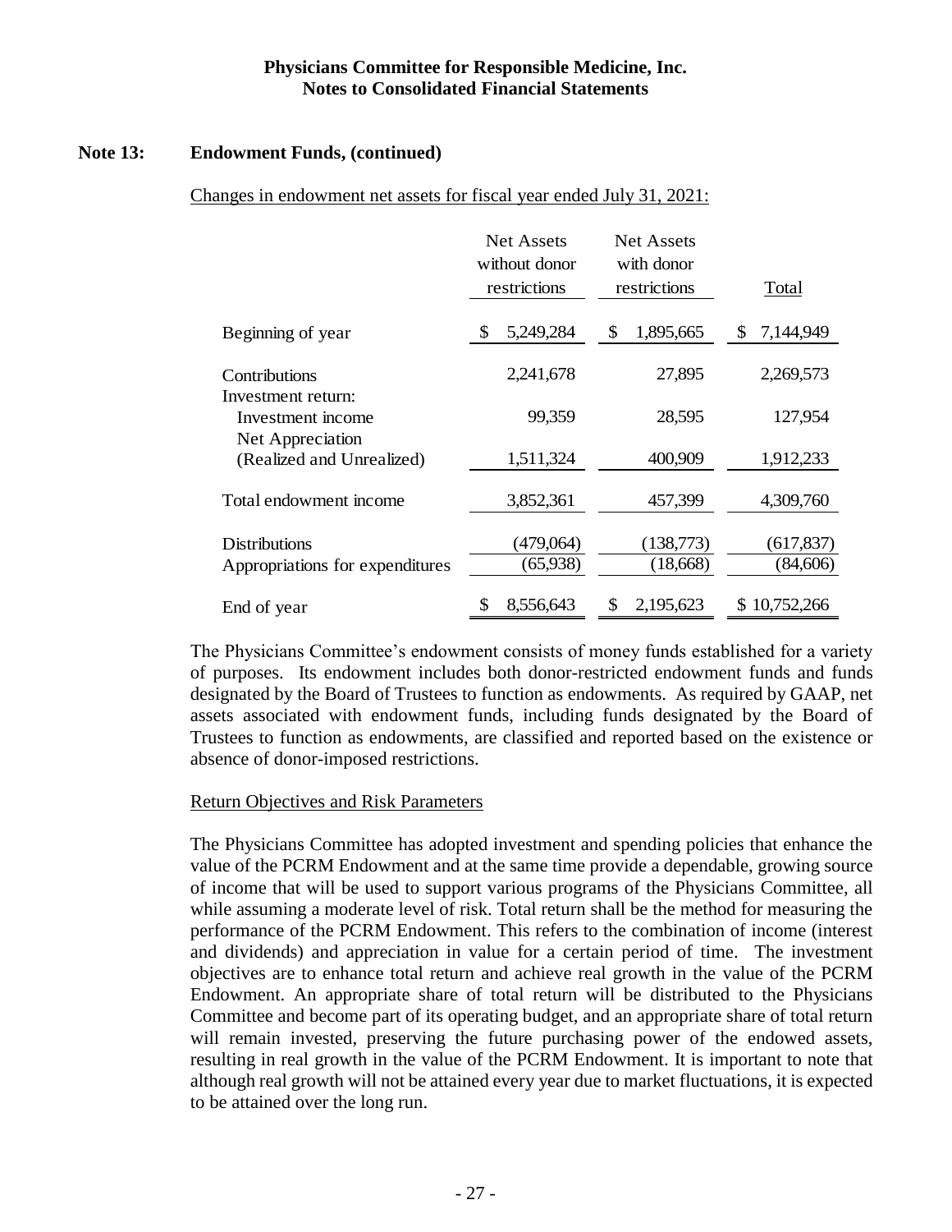### Note 13: Endowment Funds, (continued)

Changes in endowment net assets for fiscal year ended July 31, 2021:

| | Net Assets without donor restrictions | Net Assets with donor restrictions | Total |
|---|---|---|---|
| Beginning of year | $ 5,249,284 | $ 1,895,665 | $ 7,144,949 |
| Contributions | 2,241,678 | 27,895 | 2,269,573 |
| Investment return: | | | |
| Investment income | 99,359 | 28,595 | 127,954 |
| Net Appreciation (Realized and Unrealized) | 1,511,324 | 400,909 | 1,912,233 |
| Total endowment income | 3,852,361 | 457,399 | 4,309,760 |
| Distributions | (479,064) | (138,773) | (617,837) |
| Appropriations for expenditures | (65,938) | (18,668) | (84,606) |
| End of year | $ 8,556,643 | $ 2,195,623 | $ 10,752,266 |

The Physicians Committee's endowment consists of money funds established for a variety of purposes. Its endowment includes both donor-restricted endowment funds and funds designated by the Board of Trustees to function as endowments. As required by GAAP, net assets associated with endowment funds, including funds designated by the Board of Trustees to function as endowments, are classified and reported based on the existence or absence of donor-imposed restrictions.

Return Objectives and Risk Parameters

The Physicians Committee has adopted investment and spending policies that enhance the value of the PCRM Endowment and at the same time provide a dependable, growing source of income that will be used to support various programs of the Physicians Committee, all while assuming a moderate level of risk. Total return shall be the method for measuring the performance of the PCRM Endowment. This refers to the combination of income (interest and dividends) and appreciation in value for a certain period of time. The investment objectives are to enhance total return and achieve real growth in the value of the PCRM Endowment. An appropriate share of total return will be distributed to the Physicians Committee and become part of its operating budget, and an appropriate share of total return will remain invested, preserving the future purchasing power of the endowed assets, resulting in real growth in the value of the PCRM Endowment. It is important to note that although real growth will not be attained every year due to market fluctuations, it is expected to be attained over the long run.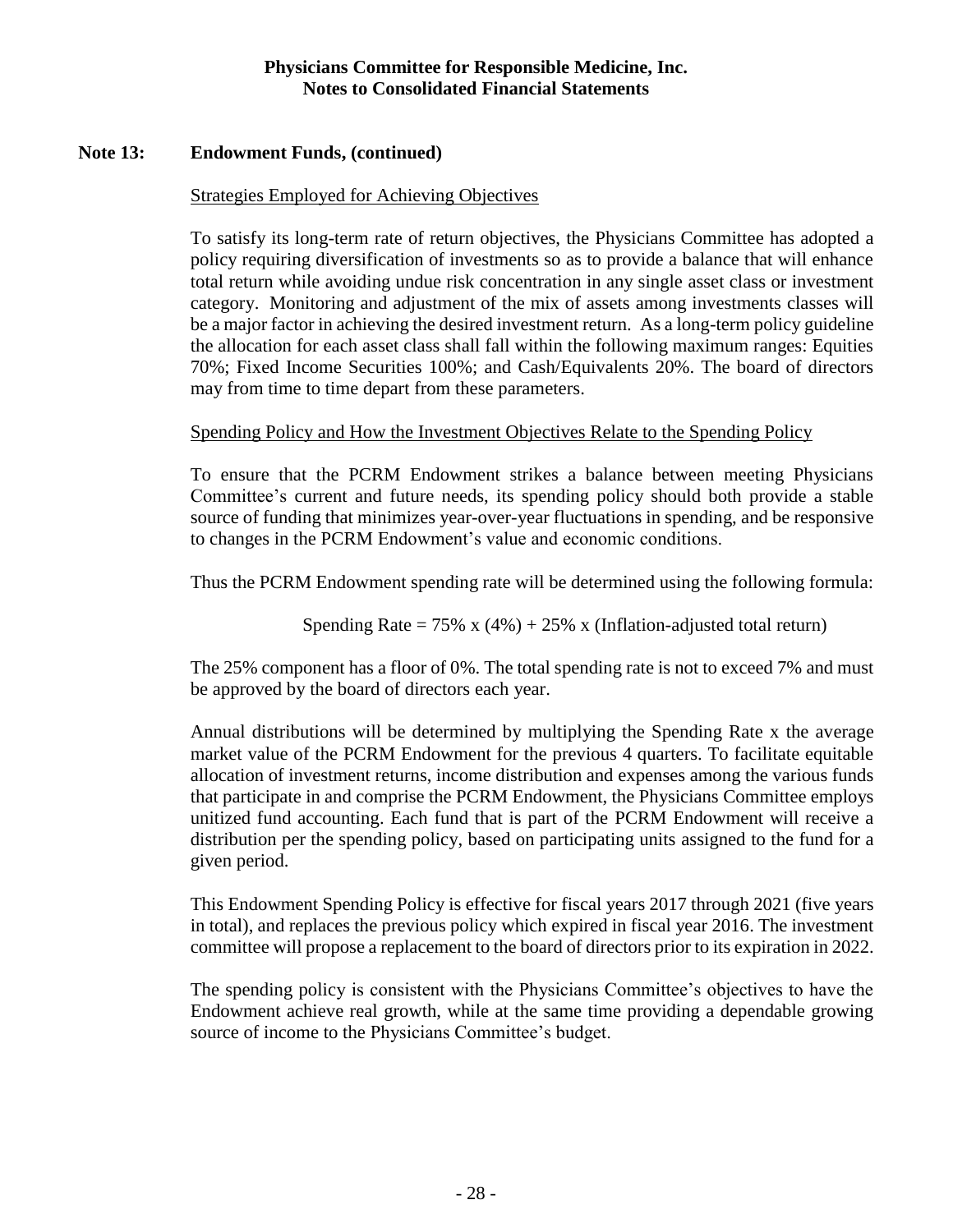**Physicians Committee for Responsible Medicine, Inc.**
**Notes to Consolidated Financial Statements**

## Note 13: Endowment Funds, (continued)

Strategies Employed for Achieving Objectives

To satisfy its long-term rate of return objectives, the Physicians Committee has adopted a policy requiring diversification of investments so as to provide a balance that will enhance total return while avoiding undue risk concentration in any single asset class or investment category. Monitoring and adjustment of the mix of assets among investments classes will be a major factor in achieving the desired investment return. As a long-term policy guideline the allocation for each asset class shall fall within the following maximum ranges: Equities 70%; Fixed Income Securities 100%; and Cash/Equivalents 20%. The board of directors may from time to time depart from these parameters.

Spending Policy and How the Investment Objectives Relate to the Spending Policy

To ensure that the PCRM Endowment strikes a balance between meeting Physicians Committee's current and future needs, its spending policy should both provide a stable source of funding that minimizes year-over-year fluctuations in spending, and be responsive to changes in the PCRM Endowment's value and economic conditions.

Thus the PCRM Endowment spending rate will be determined using the following formula:

$$\text{Spending Rate} = 75\% \times (4\%) + 25\% \times (\text{Inflation-adjusted total return})$$

The 25% component has a floor of 0%. The total spending rate is not to exceed 7% and must be approved by the board of directors each year.

Annual distributions will be determined by multiplying the Spending Rate x the average market value of the PCRM Endowment for the previous 4 quarters. To facilitate equitable allocation of investment returns, income distribution and expenses among the various funds that participate in and comprise the PCRM Endowment, the Physicians Committee employs unitized fund accounting. Each fund that is part of the PCRM Endowment will receive a distribution per the spending policy, based on participating units assigned to the fund for a given period.

This Endowment Spending Policy is effective for fiscal years 2017 through 2021 (five years in total), and replaces the previous policy which expired in fiscal year 2016. The investment committee will propose a replacement to the board of directors prior to its expiration in 2022.

The spending policy is consistent with the Physicians Committee's objectives to have the Endowment achieve real growth, while at the same time providing a dependable growing source of income to the Physicians Committee's budget.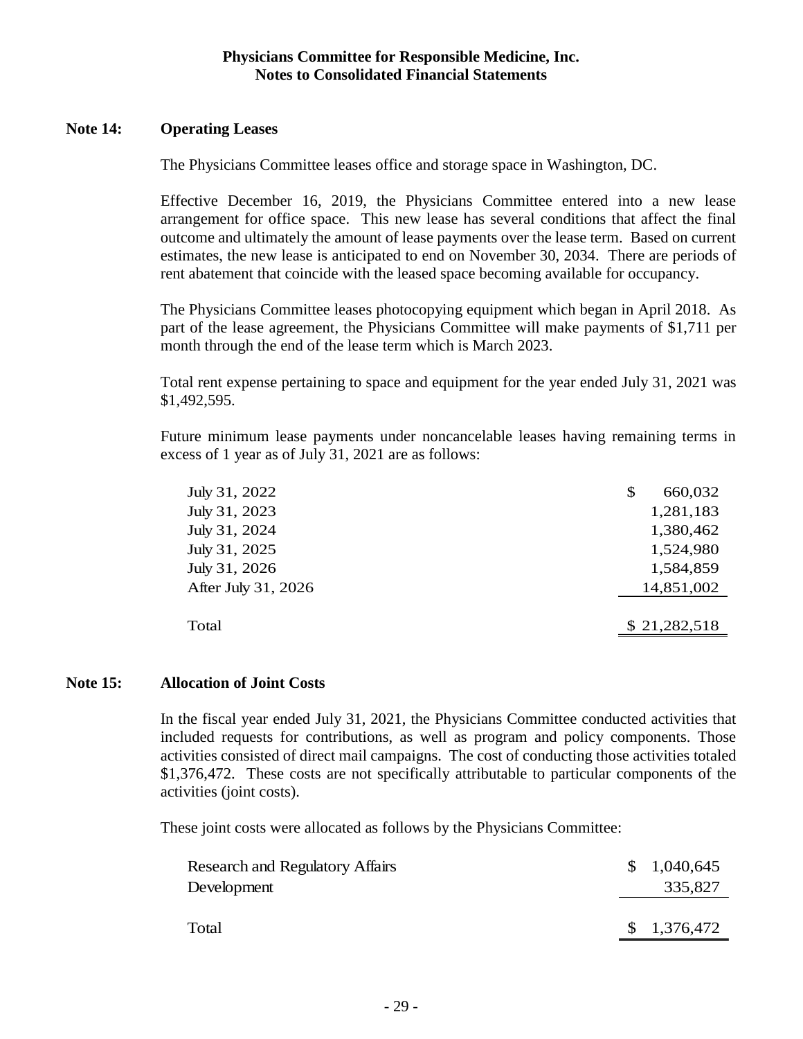**Physicians Committee for Responsible Medicine, Inc.**
**Notes to Consolidated Financial Statements**

## Note 14: Operating Leases

The Physicians Committee leases office and storage space in Washington, DC.

Effective December 16, 2019, the Physicians Committee entered into a new lease arrangement for office space. This new lease has several conditions that affect the final outcome and ultimately the amount of lease payments over the lease term. Based on current estimates, the new lease is anticipated to end on November 30, 2034. There are periods of rent abatement that coincide with the leased space becoming available for occupancy.

The Physicians Committee leases photocopying equipment which began in April 2018. As part of the lease agreement, the Physicians Committee will make payments of $1,711 per month through the end of the lease term which is March 2023.

Total rent expense pertaining to space and equipment for the year ended July 31, 2021 was $1,492,595.

Future minimum lease payments under noncancelable leases having remaining terms in excess of 1 year as of July 31, 2021 are as follows:

| | |
|---|---:|
| July 31, 2022 | $ 660,032 |
| July 31, 2023 | 1,281,183 |
| July 31, 2024 | 1,380,462 |
| July 31, 2025 | 1,524,980 |
| July 31, 2026 | 1,584,859 |
| After July 31, 2026 | 14,851,002 |
| Total | $ 21,282,518 |

## Note 15: Allocation of Joint Costs

In the fiscal year ended July 31, 2021, the Physicians Committee conducted activities that included requests for contributions, as well as program and policy components. Those activities consisted of direct mail campaigns. The cost of conducting those activities totaled $1,376,472. These costs are not specifically attributable to particular components of the activities (joint costs).

These joint costs were allocated as follows by the Physicians Committee:

| | |
|---|---:|
| Research and Regulatory Affairs | $ 1,040,645 |
| Development | 335,827 |
| Total | $ 1,376,472 |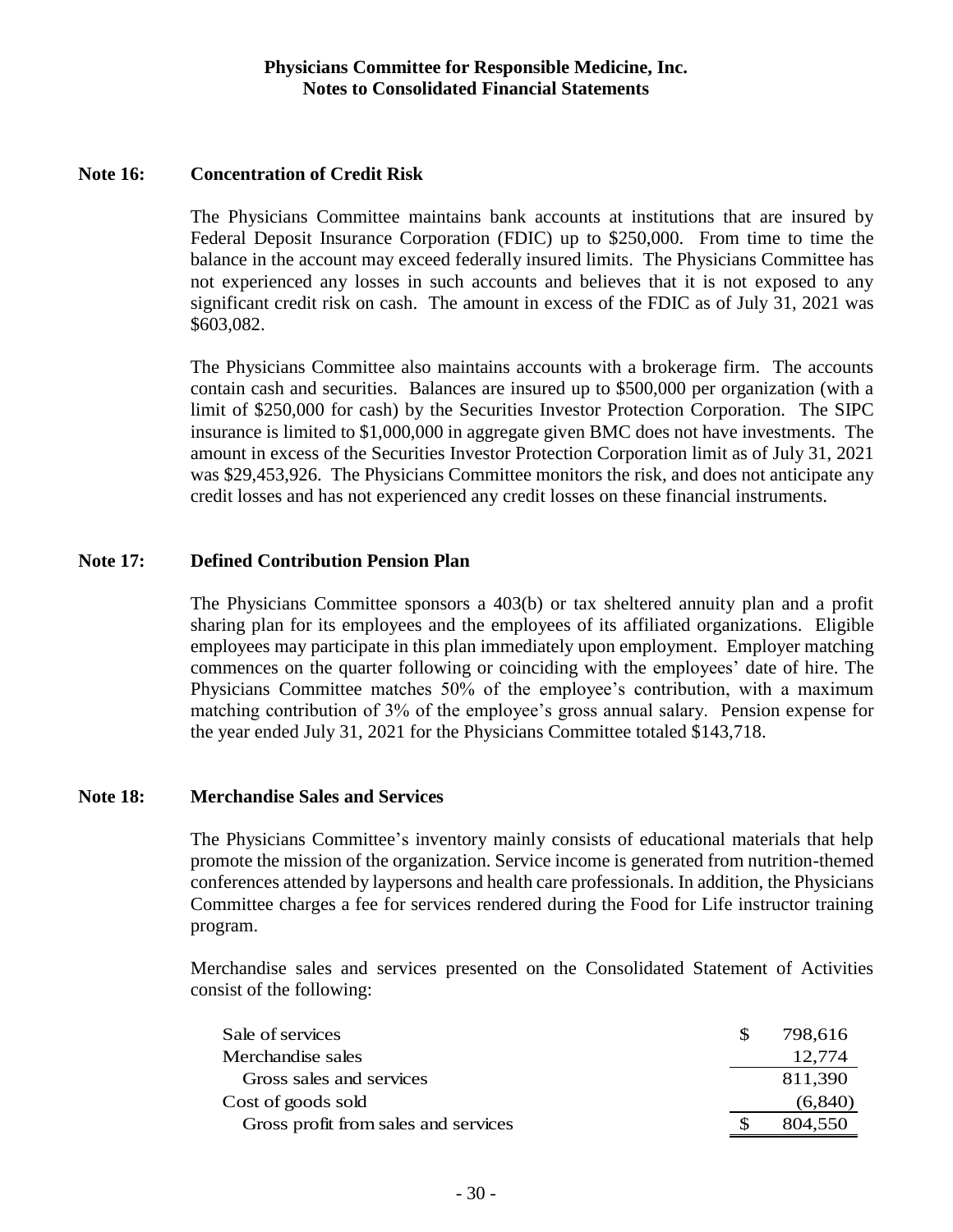## Note 16: Concentration of Credit Risk

The Physicians Committee maintains bank accounts at institutions that are insured by Federal Deposit Insurance Corporation (FDIC) up to $250,000. From time to time the balance in the account may exceed federally insured limits. The Physicians Committee has not experienced any losses in such accounts and believes that it is not exposed to any significant credit risk on cash. The amount in excess of the FDIC as of July 31, 2021 was $603,082.

The Physicians Committee also maintains accounts with a brokerage firm. The accounts contain cash and securities. Balances are insured up to $500,000 per organization (with a limit of $250,000 for cash) by the Securities Investor Protection Corporation. The SIPC insurance is limited to $1,000,000 in aggregate given BMC does not have investments. The amount in excess of the Securities Investor Protection Corporation limit as of July 31, 2021 was $29,453,926. The Physicians Committee monitors the risk, and does not anticipate any credit losses and has not experienced any credit losses on these financial instruments.

## Note 17: Defined Contribution Pension Plan

The Physicians Committee sponsors a 403(b) or tax sheltered annuity plan and a profit sharing plan for its employees and the employees of its affiliated organizations. Eligible employees may participate in this plan immediately upon employment. Employer matching commences on the quarter following or coinciding with the employees' date of hire. The Physicians Committee matches 50% of the employee's contribution, with a maximum matching contribution of 3% of the employee's gross annual salary. Pension expense for the year ended July 31, 2021 for the Physicians Committee totaled $143,718.

## Note 18: Merchandise Sales and Services

The Physicians Committee's inventory mainly consists of educational materials that help promote the mission of the organization. Service income is generated from nutrition-themed conferences attended by laypersons and health care professionals. In addition, the Physicians Committee charges a fee for services rendered during the Food for Life instructor training program.

Merchandise sales and services presented on the Consolidated Statement of Activities consist of the following:

| | |
|---|---|
| Sale of services | $ 798,616 |
| Merchandise sales | 12,774 |
| Gross sales and services | 811,390 |
| Cost of goods sold | (6,840) |
| Gross profit from sales and services | $ 804,550 |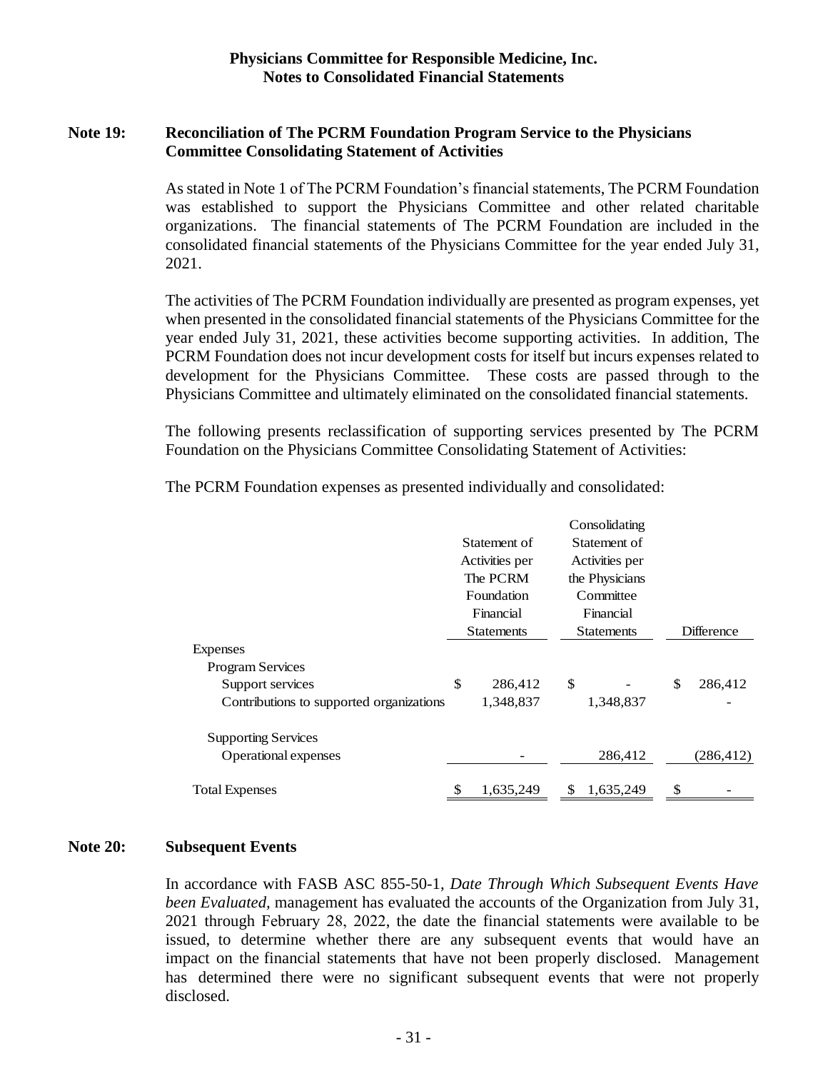**Note 19: Reconciliation of The PCRM Foundation Program Service to the Physicians Committee Consolidating Statement of Activities**

As stated in Note 1 of The PCRM Foundation's financial statements, The PCRM Foundation was established to support the Physicians Committee and other related charitable organizations. The financial statements of The PCRM Foundation are included in the consolidated financial statements of the Physicians Committee for the year ended July 31, 2021.

The activities of The PCRM Foundation individually are presented as program expenses, yet when presented in the consolidated financial statements of the Physicians Committee for the year ended July 31, 2021, these activities become supporting activities. In addition, The PCRM Foundation does not incur development costs for itself but incurs expenses related to development for the Physicians Committee. These costs are passed through to the Physicians Committee and ultimately eliminated on the consolidated financial statements.

The following presents reclassification of supporting services presented by The PCRM Foundation on the Physicians Committee Consolidating Statement of Activities:

The PCRM Foundation expenses as presented individually and consolidated:

| | Statement of Activities per The PCRM Foundation Financial Statements | Consolidating Statement of Activities per the Physicians Committee Financial Statements | Difference |
|---|---|---|---|
| Expenses | | | |
| Program Services | | | |
| Support services | $ 286,412 | $ - | $ 286,412 |
| Contributions to supported organizations | 1,348,837 | 1,348,837 | - |
| Supporting Services | | | |
| Operational expenses | - | 286,412 | (286,412) |
| Total Expenses | $ 1,635,249 | $ 1,635,249 | $ - |

**Note 20: Subsequent Events**

In accordance with FASB ASC 855-50-1, *Date Through Which Subsequent Events Have been Evaluated*, management has evaluated the accounts of the Organization from July 31, 2021 through February 28, 2022, the date the financial statements were available to be issued, to determine whether there are any subsequent events that would have an impact on the financial statements that have not been properly disclosed. Management has determined there were no significant subsequent events that were not properly disclosed.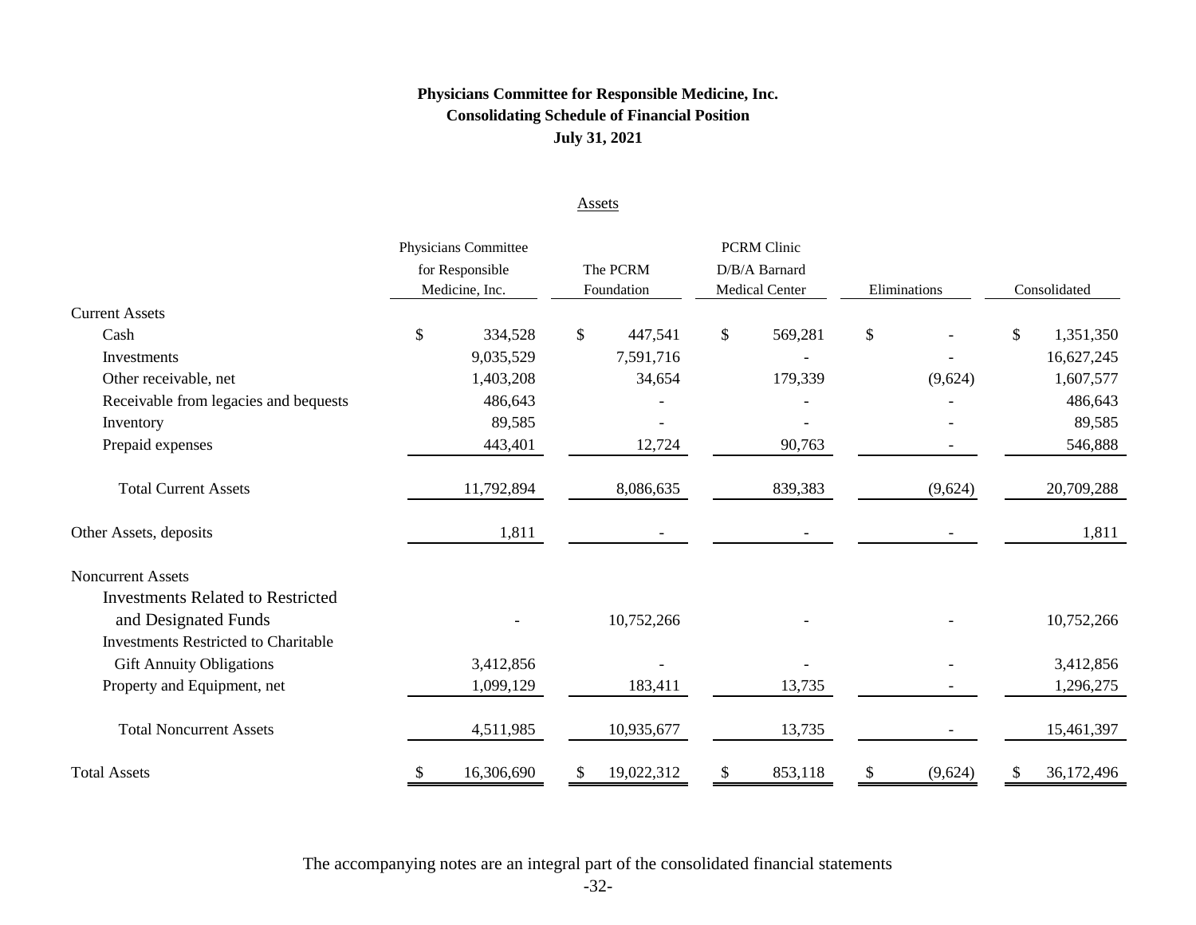**Physicians Committee for Responsible Medicine, Inc.**
**Consolidating Schedule of Financial Position**
**July 31, 2021**

Assets

| | Physicians Committee for Responsible Medicine, Inc. | The PCRM Foundation | PCRM Clinic D/B/A Barnard Medical Center | Eliminations | Consolidated |
|---|---|---|---|---|---|
| Current Assets | | | | | |
| Cash | $ 334,528 | $ 447,541 | $ 569,281 | $ - | $ 1,351,350 |
| Investments | 9,035,529 | 7,591,716 | - | - | 16,627,245 |
| Other receivable, net | 1,403,208 | 34,654 | 179,339 | (9,624) | 1,607,577 |
| Receivable from legacies and bequests | 486,643 | - | - | - | 486,643 |
| Inventory | 89,585 | - | - | - | 89,585 |
| Prepaid expenses | 443,401 | 12,724 | 90,763 | - | 546,888 |
| Total Current Assets | 11,792,894 | 8,086,635 | 839,383 | (9,624) | 20,709,288 |
| Other Assets, deposits | 1,811 | - | - | - | 1,811 |
| Noncurrent Assets | | | | | |
| Investments Related to Restricted and Designated Funds | - | 10,752,266 | - | - | 10,752,266 |
| Investments Restricted to Charitable Gift Annuity Obligations | 3,412,856 | - | - | - | 3,412,856 |
| Property and Equipment, net | 1,099,129 | 183,411 | 13,735 | - | 1,296,275 |
| Total Noncurrent Assets | 4,511,985 | 10,935,677 | 13,735 | - | 15,461,397 |
| Total Assets | $ 16,306,690 | $ 19,022,312 | $ 853,118 | $ (9,624) | $ 36,172,496 |

The accompanying notes are an integral part of the consolidated financial statements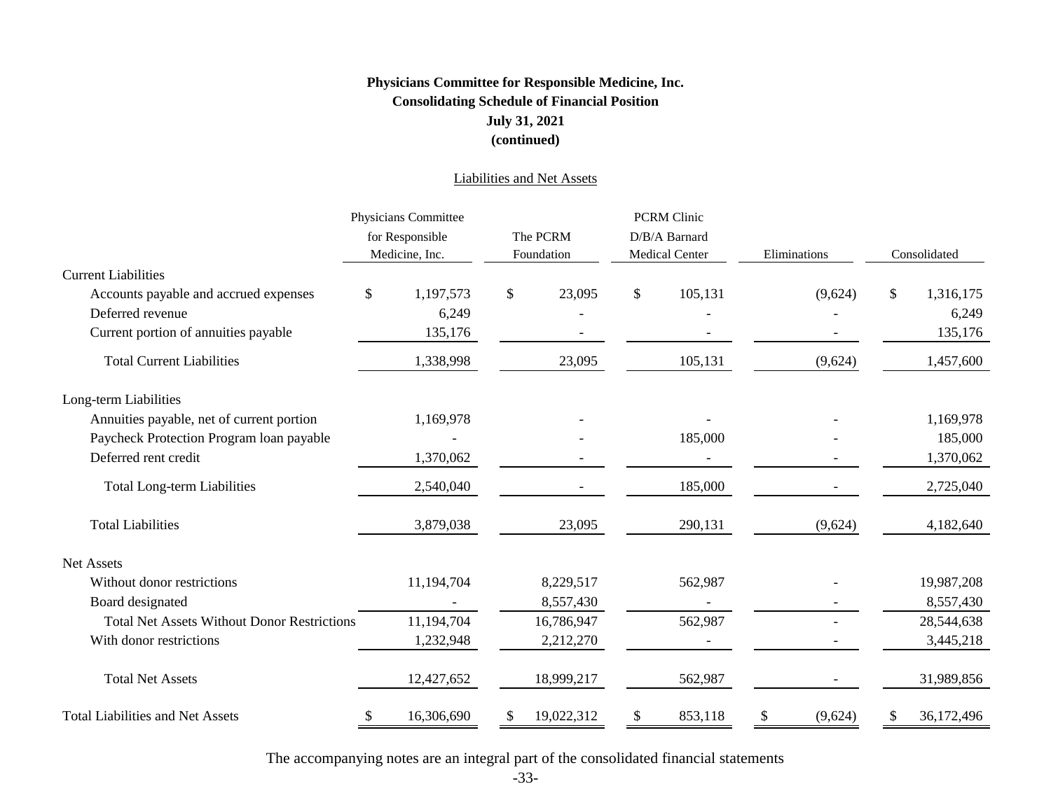**Physicians Committee for Responsible Medicine, Inc.**
**Consolidating Schedule of Financial Position**
**July 31, 2021**
**(continued)**

Liabilities and Net Assets

| | Physicians Committee for Responsible Medicine, Inc. | The PCRM Foundation | PCRM Clinic D/B/A Barnard Medical Center | Eliminations | Consolidated |
|---|---|---|---|---|---|
| **Current Liabilities** | | | | | |
| Accounts payable and accrued expenses | $ 1,197,573 | $ 23,095 | $ 105,131 | (9,624) | $ 1,316,175 |
| Deferred revenue | 6,249 | - | - | - | 6,249 |
| Current portion of annuities payable | 135,176 | - | - | - | 135,176 |
| Total Current Liabilities | 1,338,998 | 23,095 | 105,131 | (9,624) | 1,457,600 |
| **Long-term Liabilities** | | | | | |
| Annuities payable, net of current portion | 1,169,978 | - | - | - | 1,169,978 |
| Paycheck Protection Program loan payable | - | - | 185,000 | - | 185,000 |
| Deferred rent credit | 1,370,062 | - | - | - | 1,370,062 |
| Total Long-term Liabilities | 2,540,040 | - | 185,000 | - | 2,725,040 |
| Total Liabilities | 3,879,038 | 23,095 | 290,131 | (9,624) | 4,182,640 |
| **Net Assets** | | | | | |
| Without donor restrictions | 11,194,704 | 8,229,517 | 562,987 | - | 19,987,208 |
| Board designated | - | 8,557,430 | - | - | 8,557,430 |
| Total Net Assets Without Donor Restrictions | 11,194,704 | 16,786,947 | 562,987 | - | 28,544,638 |
| With donor restrictions | 1,232,948 | 2,212,270 | - | - | 3,445,218 |
| Total Net Assets | 12,427,652 | 18,999,217 | 562,987 | - | 31,989,856 |
| Total Liabilities and Net Assets | $ 16,306,690 | $ 19,022,312 | $ 853,118 | $ (9,624) | $ 36,172,496 |

The accompanying notes are an integral part of the consolidated financial statements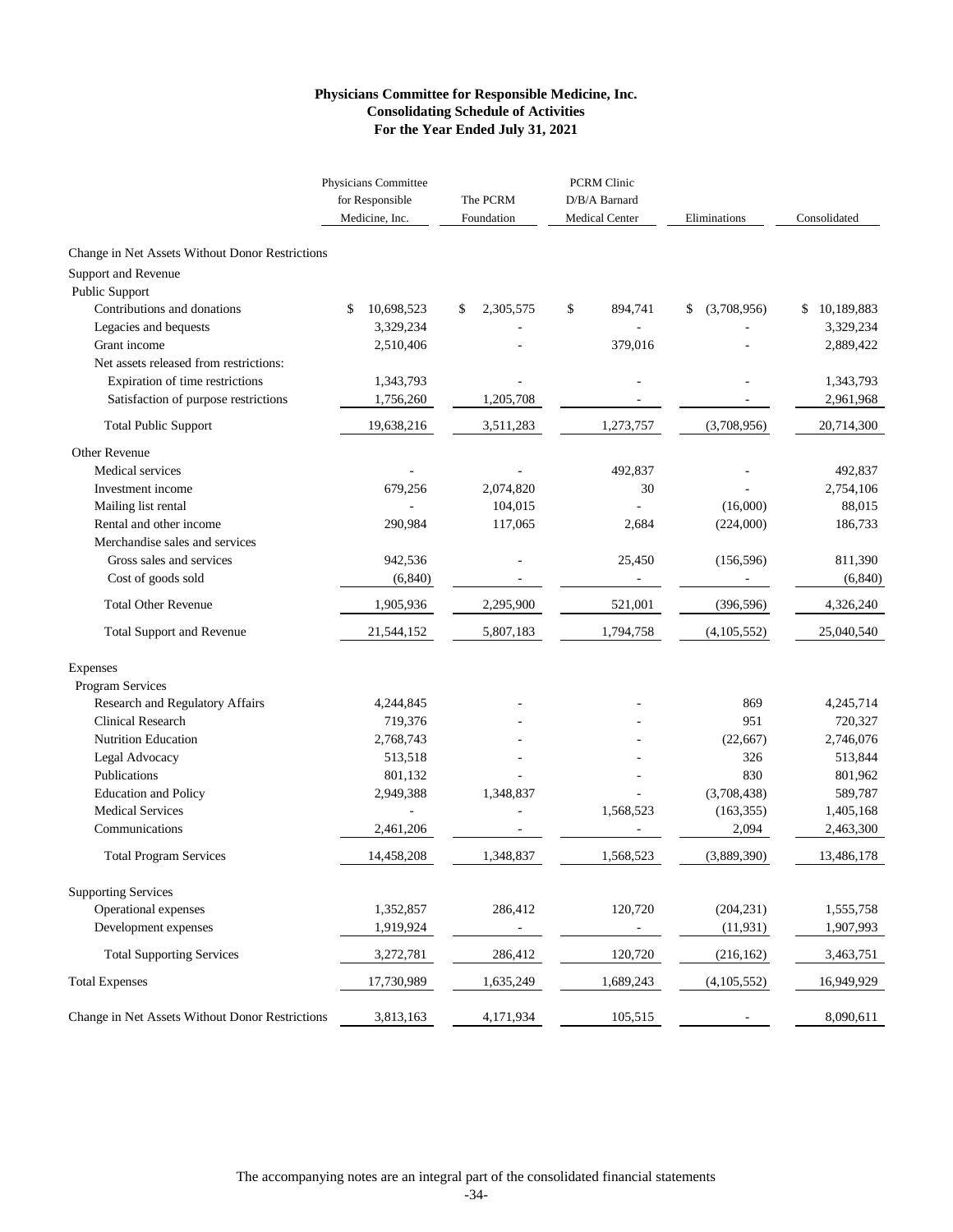# Physicians Committee for Responsible Medicine, Inc.
## Consolidating Schedule of Activities
### For the Year Ended July 31, 2021

| | Physicians Committee for Responsible Medicine, Inc. | The PCRM Foundation | PCRM Clinic D/B/A Barnard Medical Center | Eliminations | Consolidated |
|---|---|---|---|---|---|
| **Change in Net Assets Without Donor Restrictions** | | | | | |
| Support and Revenue | | | | | |
| Public Support | | | | | |
| Contributions and donations | $ 10,698,523 | $ 2,305,575 | $ 894,741 | $ (3,708,956) | $ 10,189,883 |
| Legacies and bequests | 3,329,234 | - | - | - | 3,329,234 |
| Grant income | 2,510,406 | - | 379,016 | - | 2,889,422 |
| Net assets released from restrictions: | | | | | |
| Expiration of time restrictions | 1,343,793 | - | - | - | 1,343,793 |
| Satisfaction of purpose restrictions | 1,756,260 | 1,205,708 | - | - | 2,961,968 |
| Total Public Support | 19,638,216 | 3,511,283 | 1,273,757 | (3,708,956) | 20,714,300 |
| Other Revenue | | | | | |
| Medical services | - | - | 492,837 | - | 492,837 |
| Investment income | 679,256 | 2,074,820 | 30 | - | 2,754,106 |
| Mailing list rental | - | 104,015 | - | (16,000) | 88,015 |
| Rental and other income | 290,984 | 117,065 | 2,684 | (224,000) | 186,733 |
| Merchandise sales and services | | | | | |
| Gross sales and services | 942,536 | - | 25,450 | (156,596) | 811,390 |
| Cost of goods sold | (6,840) | - | - | - | (6,840) |
| Total Other Revenue | 1,905,936 | 2,295,900 | 521,001 | (396,596) | 4,326,240 |
| Total Support and Revenue | 21,544,152 | 5,807,183 | 1,794,758 | (4,105,552) | 25,040,540 |
| Expenses | | | | | |
| Program Services | | | | | |
| Research and Regulatory Affairs | 4,244,845 | - | - | 869 | 4,245,714 |
| Clinical Research | 719,376 | - | - | 951 | 720,327 |
| Nutrition Education | 2,768,743 | - | - | (22,667) | 2,746,076 |
| Legal Advocacy | 513,518 | - | - | 326 | 513,844 |
| Publications | 801,132 | - | - | 830 | 801,962 |
| Education and Policy | 2,949,388 | 1,348,837 | - | (3,708,438) | 589,787 |
| Medical Services | - | - | 1,568,523 | (163,355) | 1,405,168 |
| Communications | 2,461,206 | - | - | 2,094 | 2,463,300 |
| Total Program Services | 14,458,208 | 1,348,837 | 1,568,523 | (3,889,390) | 13,486,178 |
| Supporting Services | | | | | |
| Operational expenses | 1,352,857 | 286,412 | 120,720 | (204,231) | 1,555,758 |
| Development expenses | 1,919,924 | - | - | (11,931) | 1,907,993 |
| Total Supporting Services | 3,272,781 | 286,412 | 120,720 | (216,162) | 3,463,751 |
| Total Expenses | 17,730,989 | 1,635,249 | 1,689,243 | (4,105,552) | 16,949,929 |
| Change in Net Assets Without Donor Restrictions | 3,813,163 | 4,171,934 | 105,515 | - | 8,090,611 |

The accompanying notes are an integral part of the consolidated financial statements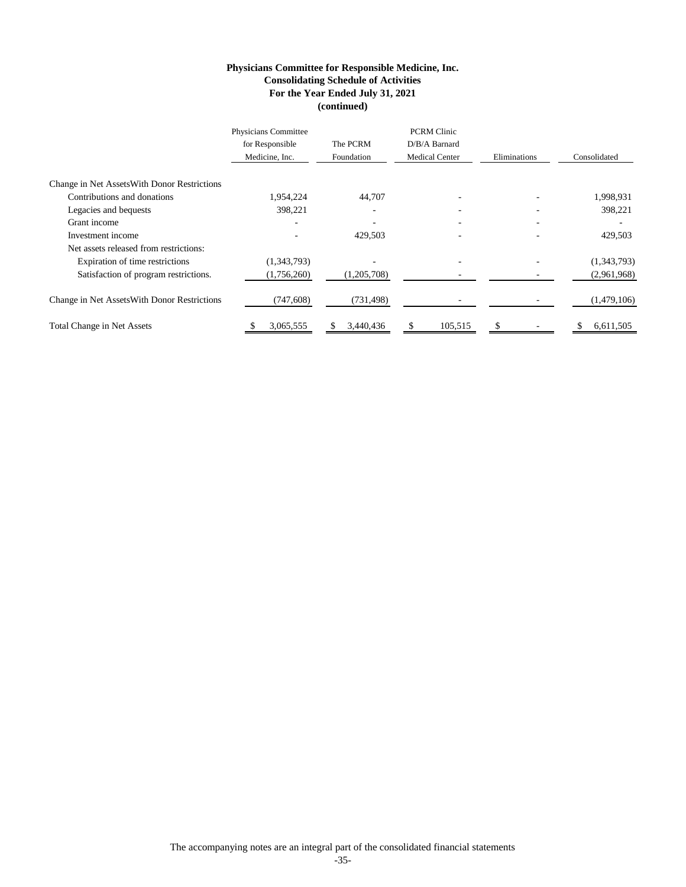**Physicians Committee for Responsible Medicine, Inc.**
**Consolidating Schedule of Activities**
**For the Year Ended July 31, 2021**
**(continued)**

| | Physicians Committee for Responsible Medicine, Inc. | The PCRM Foundation | PCRM Clinic D/B/A Barnard Medical Center | Eliminations | Consolidated |
|---|---|---|---|---|---|
| Change in Net Assets With Donor Restrictions | | | | | |
| Contributions and donations | 1,954,224 | 44,707 | - | - | 1,998,931 |
| Legacies and bequests | 398,221 | - | - | - | 398,221 |
| Grant income | - | - | - | - | - |
| Investment income | - | 429,503 | - | - | 429,503 |
| Net assets released from restrictions: | | | | | |
| Expiration of time restrictions | (1,343,793) | - | - | - | (1,343,793) |
| Satisfaction of program restrictions. | (1,756,260) | (1,205,708) | - | - | (2,961,968) |
| Change in Net Assets With Donor Restrictions | (747,608) | (731,498) | - | - | (1,479,106) |
| Total Change in Net Assets | $ 3,065,555 | $ 3,440,436 | $ 105,515 | $ - | $ 6,611,505 |

The accompanying notes are an integral part of the consolidated financial statements